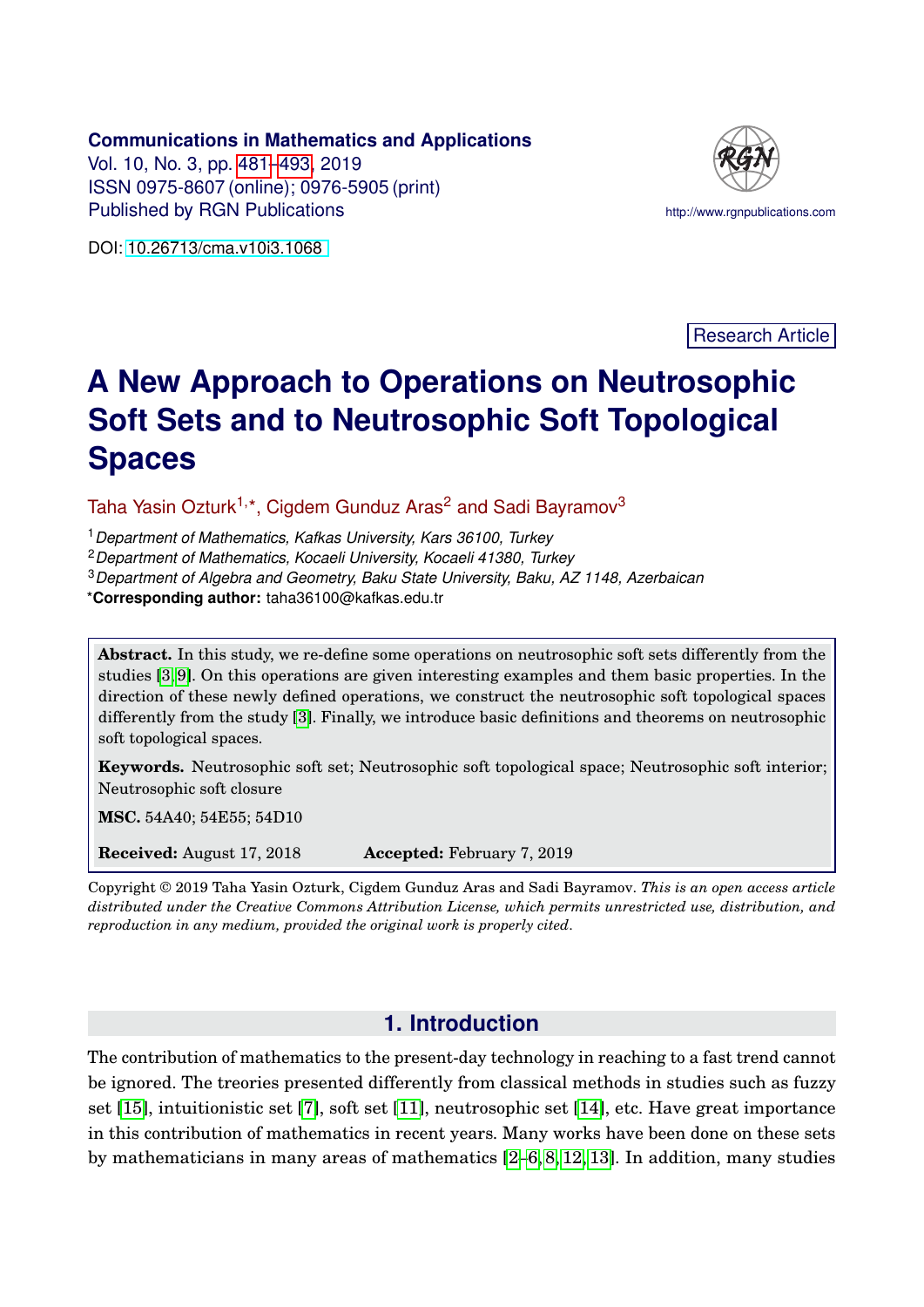**Communications in Mathematics and Applications**
Vol. 10, No. 3, pp. 481–493, 2019
ISSN 0975-8607 (online); 0976-5905 (print)
Published by RGN Publications

http://www.rgnpublications.com

DOI: 10.26713/cma.v10i3.1068

Research Article

# A New Approach to Operations on Neutrosophic Soft Sets and to Neutrosophic Soft Topological Spaces

Taha Yasin Ozturk[1,*], Cigdem Gunduz Aras[2] and Sadi Bayramov[3]

[1] *Department of Mathematics, Kafkas University, Kars 36100, Turkey*
[2] *Department of Mathematics, Kocaeli University, Kocaeli 41380, Turkey*
[3] *Department of Algebra and Geometry, Baku State University, Baku, AZ 1148, Azerbaican*
[*] **Corresponding author:** taha36100@kafkas.edu.tr

**Abstract.** In this study, we re-define some operations on neutrosophic soft sets differently from the studies [3, 9]. On this operations are given interesting examples and them basic properties. In the direction of these newly defined operations, we construct the neutrosophic soft topological spaces differently from the study [3]. Finally, we introduce basic definitions and theorems on neutrosophic soft topological spaces.

**Keywords.** Neutrosophic soft set; Neutrosophic soft topological space; Neutrosophic soft interior; Neutrosophic soft closure

**MSC.** 54A40; 54E55; 54D10

**Received:** August 17, 2018 **Accepted:** February 7, 2019

Copyright © 2019 Taha Yasin Ozturk, Cigdem Gunduz Aras and Sadi Bayramov. *This is an open access article distributed under the Creative Commons Attribution License, which permits unrestricted use, distribution, and reproduction in any medium, provided the original work is properly cited.*

## 1. Introduction

The contribution of mathematics to the present-day technology in reaching to a fast trend cannot be ignored. The treories presented differently from classical methods in studies such as fuzzy set [15], intuitionistic set [7], soft set [11], neutrosophic set [14], etc. Have great importance in this contribution of mathematics in recent years. Many works have been done on these sets by mathematicians in many areas of mathematics [2–6, 8, 12, 13]. In addition, many studies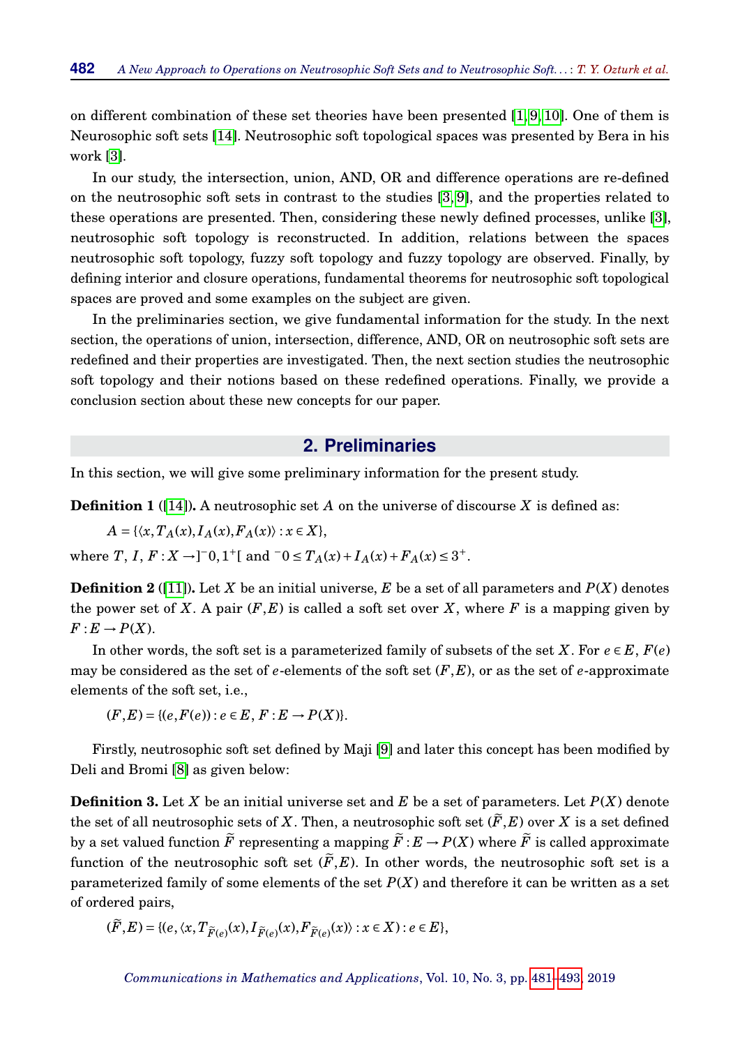on different combination of these set theories have been presented [1, 9, 10]. One of them is Neurosophic soft sets [14]. Neutrosophic soft topological spaces was presented by Bera in his work [3].

In our study, the intersection, union, AND, OR and difference operations are re-defined on the neutrosophic soft sets in contrast to the studies [3, 9], and the properties related to these operations are presented. Then, considering these newly defined processes, unlike [3], neutrosophic soft topology is reconstructed. In addition, relations between the spaces neutrosophic soft topology, fuzzy soft topology and fuzzy topology are observed. Finally, by defining interior and closure operations, fundamental theorems for neutrosophic soft topological spaces are proved and some examples on the subject are given.

In the preliminaries section, we give fundamental information for the study. In the next section, the operations of union, intersection, difference, AND, OR on neutrosophic soft sets are redefined and their properties are investigated. Then, the next section studies the neutrosophic soft topology and their notions based on these redefined operations. Finally, we provide a conclusion section about these new concepts for our paper.

## 2. Preliminaries

In this section, we will give some preliminary information for the present study.

**Definition 1** ([14]). A neutrosophic set $A$ on the universe of discourse $X$ is defined as:

$$A = \{\langle x, T_A(x), I_A(x), F_A(x)\rangle : x \in X\},$$

where $T$, $I$, $F : X \to ]^{-}0, 1^{+}[$ and $^{-}0 \le T_A(x) + I_A(x) + F_A(x) \le 3^{+}$.

**Definition 2** ([11]). Let $X$ be an initial universe, $E$ be a set of all parameters and $P(X)$ denotes the power set of $X$. A pair $(F, E)$ is called a soft set over $X$, where $F$ is a mapping given by $F : E \to P(X)$.

In other words, the soft set is a parameterized family of subsets of the set $X$. For $e \in E$, $F(e)$ may be considered as the set of $e$-elements of the soft set $(F, E)$, or as the set of $e$-approximate elements of the soft set, i.e.,

$$(F, E) = \{(e, F(e)) : e \in E, F : E \to P(X)\}.$$

Firstly, neutrosophic soft set defined by Maji [9] and later this concept has been modified by Deli and Bromi [8] as given below:

**Definition 3.** Let $X$ be an initial universe set and $E$ be a set of parameters. Let $P(X)$ denote the set of all neutrosophic sets of $X$. Then, a neutrosophic soft set $(\widetilde{F}, E)$ over $X$ is a set defined by a set valued function $\widetilde{F}$ representing a mapping $\widetilde{F} : E \to P(X)$ where $\widetilde{F}$ is called approximate function of the neutrosophic soft set $(\widetilde{F}, E)$. In other words, the neutrosophic soft set is a parameterized family of some elements of the set $P(X)$ and therefore it can be written as a set of ordered pairs,

$$(\widetilde{F}, E) = \{(e, \langle x, T_{\widetilde{F}(e)}(x), I_{\widetilde{F}(e)}(x), F_{\widetilde{F}(e)}(x)\rangle : x \in X) : e \in E\},$$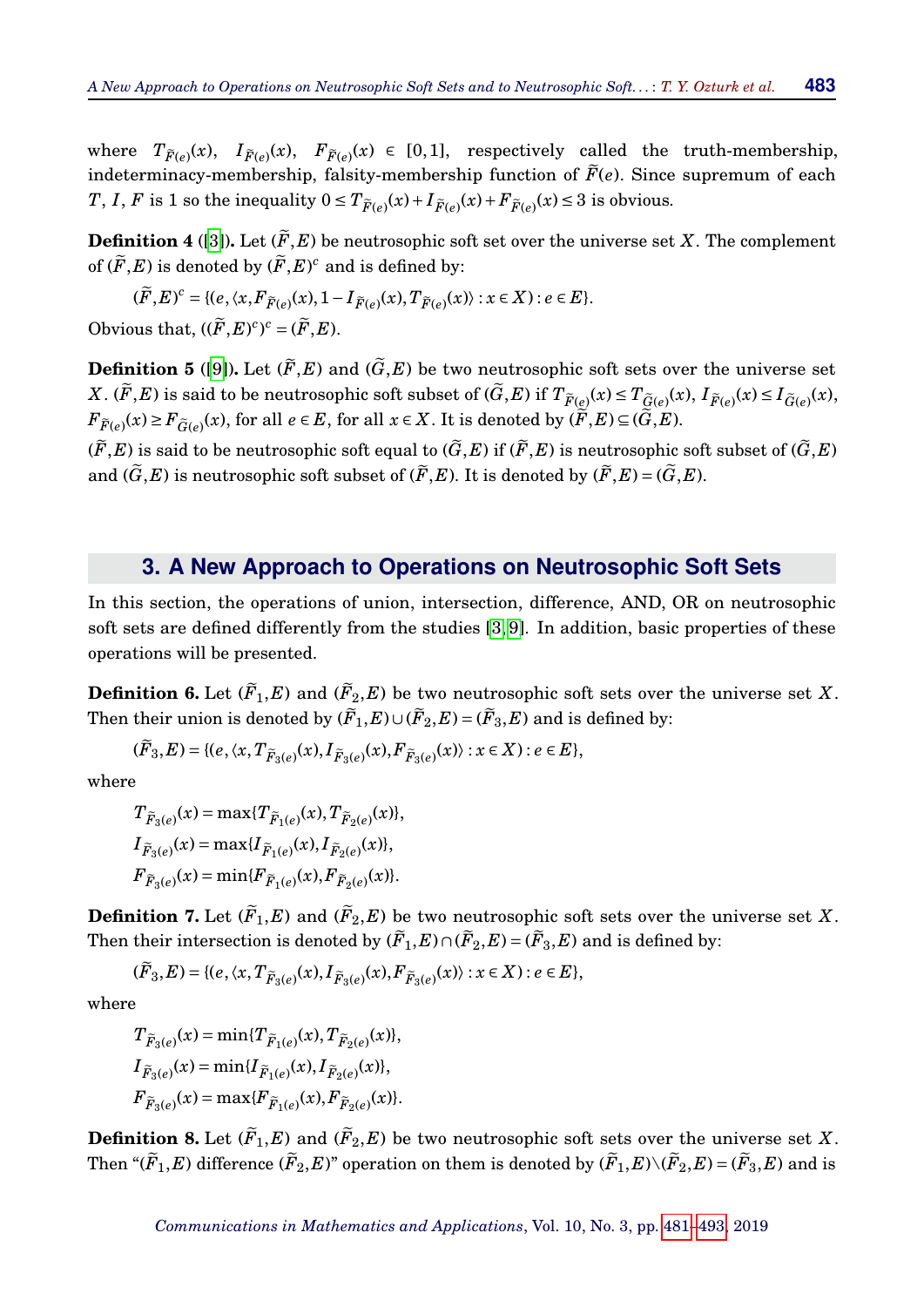where $T_{\widetilde{F}(e)}(x)$, $I_{\widetilde{F}(e)}(x)$, $F_{\widetilde{F}(e)}(x) \in [0,1]$, respectively called the truth-membership, indeterminacy-membership, falsity-membership function of $\widetilde{F}(e)$. Since supremum of each $T$, $I$, $F$ is 1 so the inequality $0 \leq T_{\widetilde{F}(e)}(x) + I_{\widetilde{F}(e)}(x) + F_{\widetilde{F}(e)}(x) \leq 3$ is obvious.

**Definition 4** ([3]). Let $(\widetilde{F}, E)$ be neutrosophic soft set over the universe set $X$. The complement of $(\widetilde{F}, E)$ is denoted by $(\widetilde{F}, E)^c$ and is defined by:

$$(\widetilde{F}, E)^c = \{(e, \langle x, F_{\widetilde{F}(e)}(x), 1 - I_{\widetilde{F}(e)}(x), T_{\widetilde{F}(e)}(x)\rangle : x \in X) : e \in E\}.$$

Obvious that, $((\widetilde{F}, E)^c)^c = (\widetilde{F}, E)$.

**Definition 5** ([9]). Let $(\widetilde{F}, E)$ and $(\widetilde{G}, E)$ be two neutrosophic soft sets over the universe set $X$. $(\widetilde{F}, E)$ is said to be neutrosophic soft subset of $(\widetilde{G}, E)$ if $T_{\widetilde{F}(e)}(x) \leq T_{\widetilde{G}(e)}(x)$, $I_{\widetilde{F}(e)}(x) \leq I_{\widetilde{G}(e)}(x)$, $F_{\widetilde{F}(e)}(x) \geq F_{\widetilde{G}(e)}(x)$, for all $e \in E$, for all $x \in X$. It is denoted by $(\widetilde{F}, E) \subseteq (\widetilde{G}, E)$.

$(\widetilde{F}, E)$ is said to be neutrosophic soft equal to $(\widetilde{G}, E)$ if $(\widetilde{F}, E)$ is neutrosophic soft subset of $(\widetilde{G}, E)$ and $(\widetilde{G}, E)$ is neutrosophic soft subset of $(\widetilde{F}, E)$. It is denoted by $(\widetilde{F}, E) = (\widetilde{G}, E)$.

## 3. A New Approach to Operations on Neutrosophic Soft Sets

In this section, the operations of union, intersection, difference, AND, OR on neutrosophic soft sets are defined differently from the studies [3, 9]. In addition, basic properties of these operations will be presented.

**Definition 6.** Let $(\widetilde{F}_1, E)$ and $(\widetilde{F}_2, E)$ be two neutrosophic soft sets over the universe set $X$. Then their union is denoted by $(\widetilde{F}_1, E) \cup (\widetilde{F}_2, E) = (\widetilde{F}_3, E)$ and is defined by:

$$(\widetilde{F}_3, E) = \{(e, \langle x, T_{\widetilde{F}_3(e)}(x), I_{\widetilde{F}_3(e)}(x), F_{\widetilde{F}_3(e)}(x)\rangle : x \in X) : e \in E\},$$

where

$$T_{\widetilde{F}_3(e)}(x) = \max\{T_{\widetilde{F}_1(e)}(x), T_{\widetilde{F}_2(e)}(x)\},$$
$$I_{\widetilde{F}_3(e)}(x) = \max\{I_{\widetilde{F}_1(e)}(x), I_{\widetilde{F}_2(e)}(x)\},$$
$$F_{\widetilde{F}_3(e)}(x) = \min\{F_{\widetilde{F}_1(e)}(x), F_{\widetilde{F}_2(e)}(x)\}.$$

**Definition 7.** Let $(\widetilde{F}_1, E)$ and $(\widetilde{F}_2, E)$ be two neutrosophic soft sets over the universe set $X$. Then their intersection is denoted by $(\widetilde{F}_1, E) \cap (\widetilde{F}_2, E) = (\widetilde{F}_3, E)$ and is defined by:

$$(\widetilde{F}_3, E) = \{(e, \langle x, T_{\widetilde{F}_3(e)}(x), I_{\widetilde{F}_3(e)}(x), F_{\widetilde{F}_3(e)}(x)\rangle : x \in X) : e \in E\},$$

where

$$T_{\widetilde{F}_3(e)}(x) = \min\{T_{\widetilde{F}_1(e)}(x), T_{\widetilde{F}_2(e)}(x)\},$$
$$I_{\widetilde{F}_3(e)}(x) = \min\{I_{\widetilde{F}_1(e)}(x), I_{\widetilde{F}_2(e)}(x)\},$$
$$F_{\widetilde{F}_3(e)}(x) = \max\{F_{\widetilde{F}_1(e)}(x), F_{\widetilde{F}_2(e)}(x)\}.$$

**Definition 8.** Let $(\widetilde{F}_1, E)$ and $(\widetilde{F}_2, E)$ be two neutrosophic soft sets over the universe set $X$. Then "$(\widetilde{F}_1, E)$ difference $(\widetilde{F}_2, E)$" operation on them is denoted by $(\widetilde{F}_1, E) \setminus (\widetilde{F}_2, E) = (\widetilde{F}_3, E)$ and is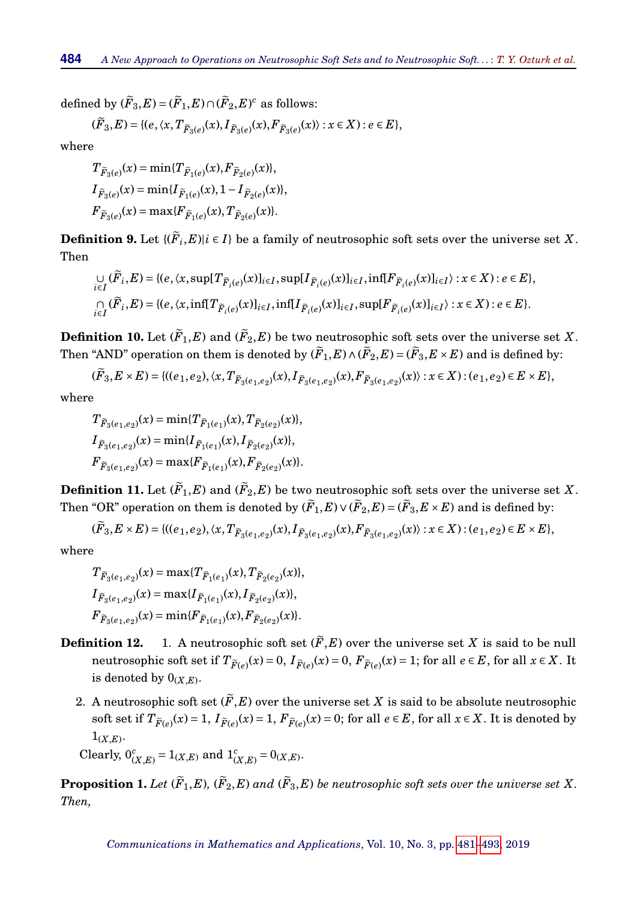defined by $(\widetilde{F}_3, E) = (\widetilde{F}_1, E) \cap (\widetilde{F}_2, E)^c$ as follows:

$$(\widetilde{F}_3, E) = \{(e, \langle x, T_{\widetilde{F}_{3(e)}}(x), I_{\widetilde{F}_{3(e)}}(x), F_{\widetilde{F}_{3(e)}}(x)\rangle : x \in X) : e \in E\},$$

where

$$T_{\widetilde{F}_{3(e)}}(x) = \min\{T_{\widetilde{F}_{1(e)}}(x), F_{\widetilde{F}_{2(e)}}(x)\},$$
$$I_{\widetilde{F}_{3(e)}}(x) = \min\{I_{\widetilde{F}_{1(e)}}(x), 1 - I_{\widetilde{F}_{2(e)}}(x)\},$$
$$F_{\widetilde{F}_{3(e)}}(x) = \max\{F_{\widetilde{F}_{1(e)}}(x), T_{\widetilde{F}_{2(e)}}(x)\}.$$

**Definition 9.** Let $\{(\widetilde{F}_i, E) | i \in I\}$ be a family of neutrosophic soft sets over the universe set $X$. Then

$$\underset{i\in I}{\cup}(\widetilde{F}_i, E) = \{(e, \langle x, \sup[T_{\widetilde{F}_{i(e)}}(x)]_{i\in I}, \sup[I_{\widetilde{F}_{i(e)}}(x)]_{i\in I}, \inf[F_{\widetilde{F}_{i(e)}}(x)]_{i\in I}\rangle : x \in X) : e \in E\},$$
$$\underset{i\in I}{\cap}(\widetilde{F}_i, E) = \{(e, \langle x, \inf[T_{\widetilde{F}_{i(e)}}(x)]_{i\in I}, \inf[I_{\widetilde{F}_{i(e)}}(x)]_{i\in I}, \sup[F_{\widetilde{F}_{i(e)}}(x)]_{i\in I}\rangle : x \in X) : e \in E\}.$$

**Definition 10.** Let $(\widetilde{F}_1, E)$ and $(\widetilde{F}_2, E)$ be two neutrosophic soft sets over the universe set $X$. Then "AND" operation on them is denoted by $(\widetilde{F}_1, E) \wedge (\widetilde{F}_2, E) = (\widetilde{F}_3, E \times E)$ and is defined by:

$$(\widetilde{F}_3, E \times E) = \{((e_1, e_2), \langle x, T_{\widetilde{F}_{3(e_1,e_2)}}(x), I_{\widetilde{F}_{3(e_1,e_2)}}(x), F_{\widetilde{F}_{3(e_1,e_2)}}(x)\rangle : x \in X) : (e_1, e_2) \in E \times E\},$$

where

$$T_{\widetilde{F}_{3(e_1,e_2)}}(x) = \min\{T_{\widetilde{F}_{1(e_1)}}(x), T_{\widetilde{F}_{2(e_2)}}(x)\},$$
$$I_{\widetilde{F}_{3(e_1,e_2)}}(x) = \min\{I_{\widetilde{F}_{1(e_1)}}(x), I_{\widetilde{F}_{2(e_2)}}(x)\},$$
$$F_{\widetilde{F}_{3(e_1,e_2)}}(x) = \max\{F_{\widetilde{F}_{1(e_1)}}(x), F_{\widetilde{F}_{2(e_2)}}(x)\}.$$

**Definition 11.** Let $(\widetilde{F}_1, E)$ and $(\widetilde{F}_2, E)$ be two neutrosophic soft sets over the universe set $X$. Then "OR" operation on them is denoted by $(\widetilde{F}_1, E) \vee (\widetilde{F}_2, E) = (\widetilde{F}_3, E \times E)$ and is defined by:

$$(\widetilde{F}_3, E \times E) = \{((e_1, e_2), \langle x, T_{\widetilde{F}_{3(e_1,e_2)}}(x), I_{\widetilde{F}_{3(e_1,e_2)}}(x), F_{\widetilde{F}_{3(e_1,e_2)}}(x)\rangle : x \in X) : (e_1, e_2) \in E \times E\},$$

where

$$T_{\widetilde{F}_{3(e_1,e_2)}}(x) = \max\{T_{\widetilde{F}_{1(e_1)}}(x), T_{\widetilde{F}_{2(e_2)}}(x)\},$$
$$I_{\widetilde{F}_{3(e_1,e_2)}}(x) = \max\{I_{\widetilde{F}_{1(e_1)}}(x), I_{\widetilde{F}_{2(e_2)}}(x)\},$$
$$F_{\widetilde{F}_{3(e_1,e_2)}}(x) = \min\{F_{\widetilde{F}_{1(e_1)}}(x), F_{\widetilde{F}_{2(e_2)}}(x)\}.$$

**Definition 12.**

1. A neutrosophic soft set $(\widetilde{F}, E)$ over the universe set $X$ is said to be null neutrosophic soft set if $T_{\widetilde{F}(e)}(x) = 0$, $I_{\widetilde{F}(e)}(x) = 0$, $F_{\widetilde{F}(e)}(x) = 1$; for all $e \in E$, for all $x \in X$. It is denoted by $0_{(X,E)}$.
2. A neutrosophic soft set $(\widetilde{F}, E)$ over the universe set $X$ is said to be absolute neutrosophic soft set if $T_{\widetilde{F}(e)}(x) = 1$, $I_{\widetilde{F}(e)}(x) = 1$, $F_{\widetilde{F}(e)}(x) = 0$; for all $e \in E$, for all $x \in X$. It is denoted by $1_{(X,E)}$.

Clearly, $0^c_{(X,E)} = 1_{(X,E)}$ and $1^c_{(X,E)} = 0_{(X,E)}$.

**Proposition 1.** *Let $(\widetilde{F}_1, E)$, $(\widetilde{F}_2, E)$ and $(\widetilde{F}_3, E)$ be neutrosophic soft sets over the universe set $X$. Then,*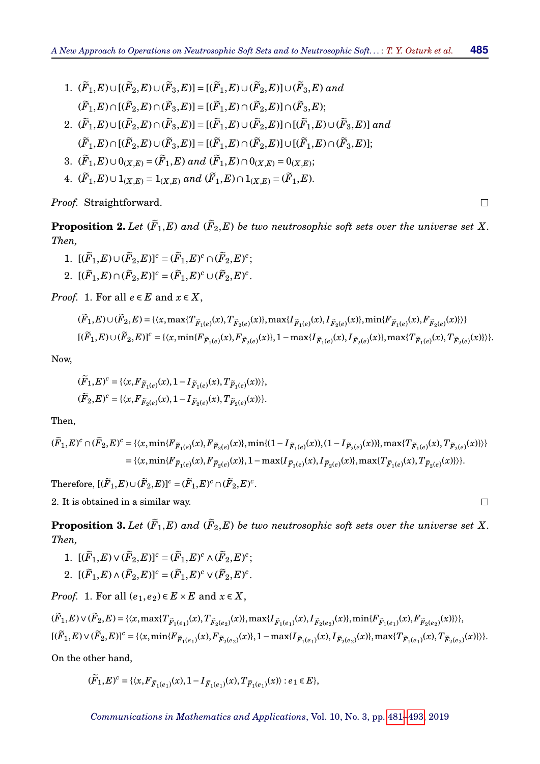1. $(\widetilde{F}_1,E)\cup[(\widetilde{F}_2,E)\cup(\widetilde{F}_3,E)]=[(\widetilde{F}_1,E)\cup(\widetilde{F}_2,E)]\cup(\widetilde{F}_3,E)$ *and* $(\widetilde{F}_1,E)\cap[(\widetilde{F}_2,E)\cap(\widetilde{F}_3,E)]=[(\widetilde{F}_1,E)\cap(\widetilde{F}_2,E)]\cap(\widetilde{F}_3,E)$;
2. $(\widetilde{F}_1,E)\cup[(\widetilde{F}_2,E)\cap(\widetilde{F}_3,E)]=[(\widetilde{F}_1,E)\cup(\widetilde{F}_2,E)]\cap[(\widetilde{F}_1,E)\cup(\widetilde{F}_3,E)]$ *and* $(\widetilde{F}_1,E)\cap[(\widetilde{F}_2,E)\cup(\widetilde{F}_3,E)]=[(\widetilde{F}_1,E)\cap(\widetilde{F}_2,E)]\cup[(\widetilde{F}_1,E)\cap(\widetilde{F}_3,E)]$;
3. $(\widetilde{F}_1,E)\cup 0_{(X,E)}=(\widetilde{F}_1,E)$ *and* $(\widetilde{F}_1,E)\cap 0_{(X,E)}=0_{(X,E)}$;
4. $(\widetilde{F}_1,E)\cup 1_{(X,E)}=1_{(X,E)}$ *and* $(\widetilde{F}_1,E)\cap 1_{(X,E)}=(\widetilde{F}_1,E)$.

*Proof.* Straightforward. □

**Proposition 2.** *Let $(\widetilde{F}_1,E)$ and $(\widetilde{F}_2,E)$ be two neutrosophic soft sets over the universe set $X$. Then,*

1. $[(\widetilde{F}_1,E)\cup(\widetilde{F}_2,E)]^c=(\widetilde{F}_1,E)^c\cap(\widetilde{F}_2,E)^c$;
2. $[(\widetilde{F}_1,E)\cap(\widetilde{F}_2,E)]^c=(\widetilde{F}_1,E)^c\cup(\widetilde{F}_2,E)^c$.

*Proof.* 1. For all $e\in E$ and $x\in X$,

$$(\widetilde{F}_1,E)\cup(\widetilde{F}_2,E)=\{\langle x,\max\{T_{\widetilde{F}_{1(e)}}(x),T_{\widetilde{F}_{2(e)}}(x)\},\max\{I_{\widetilde{F}_{1(e)}}(x),I_{\widetilde{F}_{2(e)}}(x)\},\min\{F_{\widetilde{F}_{1(e)}}(x),F_{\widetilde{F}_{2(e)}}(x)\}\rangle\}$$
$$[(\widetilde{F}_1,E)\cup(\widetilde{F}_2,E)]^c=\{\langle x,\min\{F_{\widetilde{F}_{1(e)}}(x),F_{\widetilde{F}_{2(e)}}(x)\},1-\max\{I_{\widetilde{F}_{1(e)}}(x),I_{\widetilde{F}_{2(e)}}(x)\},\max\{T_{\widetilde{F}_{1(e)}}(x),T_{\widetilde{F}_{2(e)}}(x)\}\rangle\}.$$

Now,

$$(\widetilde{F}_1,E)^c=\{\langle x,F_{\widetilde{F}_{1(e)}}(x),1-I_{\widetilde{F}_{1(e)}}(x),T_{\widetilde{F}_{1(e)}}(x)\rangle\},$$
$$(\widetilde{F}_2,E)^c=\{\langle x,F_{\widetilde{F}_{2(e)}}(x),1-I_{\widetilde{F}_{2(e)}}(x),T_{\widetilde{F}_{2(e)}}(x)\rangle\}.$$

Then,

$$\begin{aligned}(\widetilde{F}_1,E)^c\cap(\widetilde{F}_2,E)^c&=\{\langle x,\min\{F_{\widetilde{F}_{1(e)}}(x),F_{\widetilde{F}_{2(e)}}(x)\},\min\{(1-I_{\widetilde{F}_{1(e)}}(x)),(1-I_{\widetilde{F}_{2(e)}}(x))\},\max\{T_{\widetilde{F}_{1(e)}}(x),T_{\widetilde{F}_{2(e)}}(x)\}\rangle\}\\&=\{\langle x,\min\{F_{\widetilde{F}_{1(e)}}(x),F_{\widetilde{F}_{2(e)}}(x)\},1-\max\{I_{\widetilde{F}_{1(e)}}(x),I_{\widetilde{F}_{2(e)}}(x)\},\max\{T_{\widetilde{F}_{1(e)}}(x),T_{\widetilde{F}_{2(e)}}(x)\}\rangle\}.\end{aligned}$$

Therefore, $[(\widetilde{F}_1,E)\cup(\widetilde{F}_2,E)]^c=(\widetilde{F}_1,E)^c\cap(\widetilde{F}_2,E)^c$.

2. It is obtained in a similar way. □

**Proposition 3.** *Let $(\widetilde{F}_1,E)$ and $(\widetilde{F}_2,E)$ be two neutrosophic soft sets over the universe set $X$. Then,*

1. $[(\widetilde{F}_1,E)\vee(\widetilde{F}_2,E)]^c=(\widetilde{F}_1,E)^c\wedge(\widetilde{F}_2,E)^c$;
2. $[(\widetilde{F}_1,E)\wedge(\widetilde{F}_2,E)]^c=(\widetilde{F}_1,E)^c\vee(\widetilde{F}_2,E)^c$.

*Proof.* 1. For all $(e_1,e_2)\in E\times E$ and $x\in X$,

$$(\widetilde{F}_1,E)\vee(\widetilde{F}_2,E)=\{\langle x,\max\{T_{\widetilde{F}_{1(e_1)}}(x),T_{\widetilde{F}_{2(e_2)}}(x)\},\max\{I_{\widetilde{F}_{1(e_1)}}(x),I_{\widetilde{F}_{2(e_2)}}(x)\},\min\{F_{\widetilde{F}_{1(e_1)}}(x),F_{\widetilde{F}_{2(e_2)}}(x)\}\rangle\},$$
$$[(\widetilde{F}_1,E)\vee(\widetilde{F}_2,E)]^c=\{\langle x,\min\{F_{\widetilde{F}_{1(e_1)}}(x),F_{\widetilde{F}_{2(e_2)}}(x)\},1-\max\{I_{\widetilde{F}_{1(e_1)}}(x),I_{\widetilde{F}_{2(e_2)}}(x)\},\max\{T_{\widetilde{F}_{1(e_1)}}(x),T_{\widetilde{F}_{2(e_2)}}(x)\}\rangle\}.$$

On the other hand,

$$(\widetilde{F}_1,E)^c=\{\langle x,F_{\widetilde{F}_{1(e_1)}}(x),1-I_{\widetilde{F}_{1(e_1)}}(x),T_{\widetilde{F}_{1(e_1)}}(x)\rangle : e_1\in E\},$$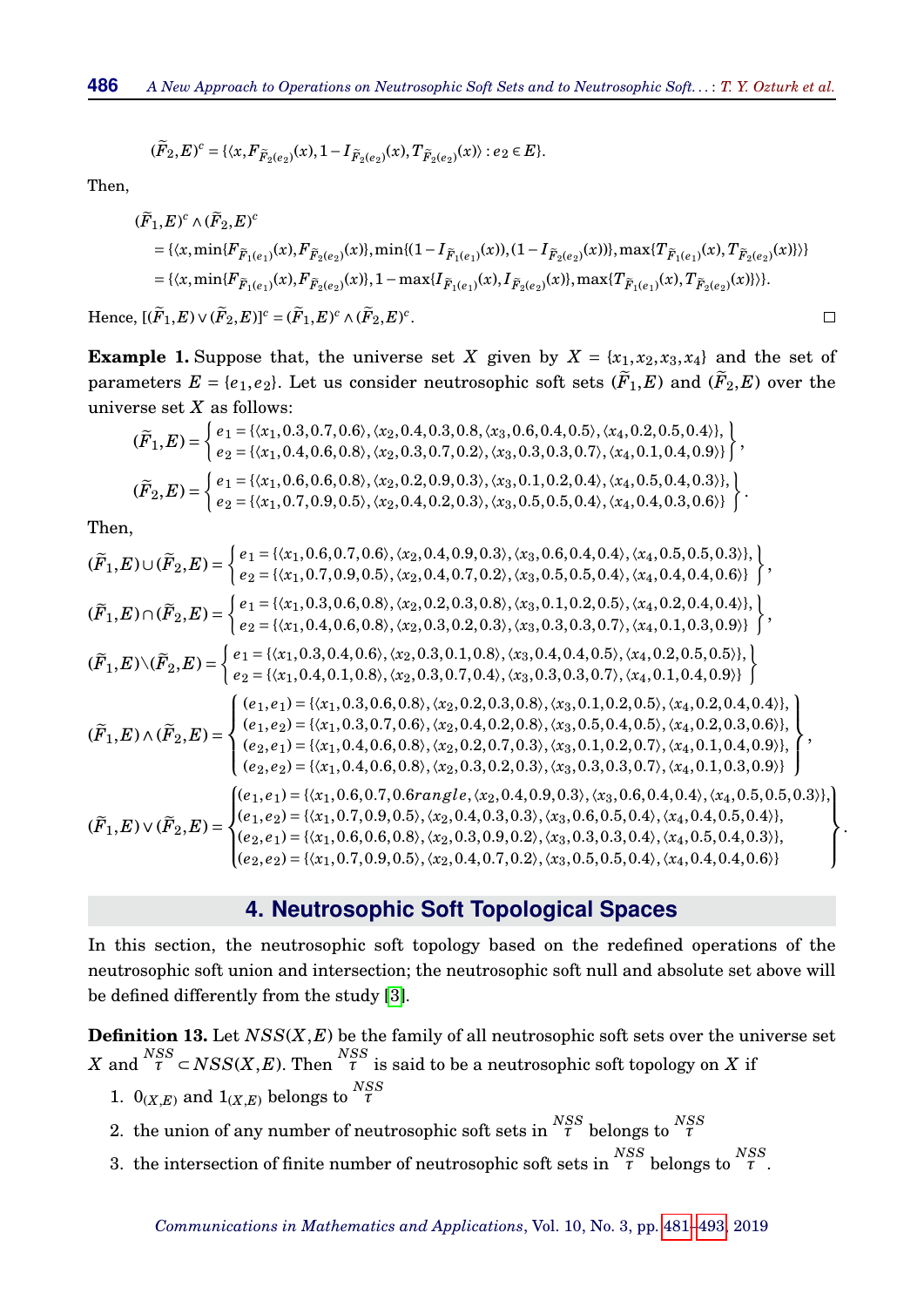$$(\widetilde{F}_2,E)^c = \{\langle x, F_{\widetilde{F}_{2(e_2)}}(x), 1-I_{\widetilde{F}_{2(e_2)}}(x), T_{\widetilde{F}_{2(e_2)}}(x)\rangle : e_2 \in E\}.$$

Then,

$$\begin{aligned}
&(\widetilde{F}_1,E)^c \wedge (\widetilde{F}_2,E)^c \\
&= \{\langle x, \min\{F_{\widetilde{F}_{1(e_1)}}(x), F_{\widetilde{F}_{2(e_2)}}(x)\}, \min\{(1-I_{\widetilde{F}_{1(e_1)}}(x)), (1-I_{\widetilde{F}_{2(e_2)}}(x))\}, \max\{T_{\widetilde{F}_{1(e_1)}}(x), T_{\widetilde{F}_{2(e_2)}}(x)\}\rangle\} \\
&= \{\langle x, \min\{F_{\widetilde{F}_{1(e_1)}}(x), F_{\widetilde{F}_{2(e_2)}}(x)\}, 1-\max\{I_{\widetilde{F}_{1(e_1)}}(x), I_{\widetilde{F}_{2(e_2)}}(x)\}, \max\{T_{\widetilde{F}_{1(e_1)}}(x), T_{\widetilde{F}_{2(e_2)}}(x)\}\rangle\}.
\end{aligned}$$

Hence, $[(\widetilde{F}_1,E) \vee (\widetilde{F}_2,E)]^c = (\widetilde{F}_1,E)^c \wedge (\widetilde{F}_2,E)^c$. □

**Example 1.** Suppose that, the universe set $X$ given by $X = \{x_1,x_2,x_3,x_4\}$ and the set of parameters $E = \{e_1,e_2\}$. Let us consider neutrosophic soft sets $(\widetilde{F}_1,E)$ and $(\widetilde{F}_2,E)$ over the universe set $X$ as follows:

$$(\widetilde{F}_1,E) = \left\{ \begin{array}{l} e_1 = \{\langle x_1,0.3,0.7,0.6\rangle, \langle x_2,0.4,0.3,0.8, \langle x_3,0.6,0.4,0.5\rangle, \langle x_4,0.2,0.5,0.4\rangle\}, \\ e_2 = \{\langle x_1,0.4,0.6,0.8\rangle, \langle x_2,0.3,0.7,0.2\rangle, \langle x_3,0.3,0.3,0.7\rangle, \langle x_4,0.1,0.4,0.9\rangle\} \end{array} \right\},$$

$$(\widetilde{F}_2,E) = \left\{ \begin{array}{l} e_1 = \{\langle x_1,0.6,0.6,0.8\rangle, \langle x_2,0.2,0.9,0.3\rangle, \langle x_3,0.1,0.2,0.4\rangle, \langle x_4,0.5,0.4,0.3\rangle\}, \\ e_2 = \{\langle x_1,0.7,0.9,0.5\rangle, \langle x_2,0.4,0.2,0.3\rangle, \langle x_3,0.5,0.5,0.4\rangle, \langle x_4,0.4,0.3,0.6\rangle\} \end{array} \right\}.$$

Then,

$$(\widetilde{F}_1,E) \cup (\widetilde{F}_2,E) = \left\{ \begin{array}{l} e_1 = \{\langle x_1,0.6,0.7,0.6\rangle, \langle x_2,0.4,0.9,0.3\rangle, \langle x_3,0.6,0.4,0.4\rangle, \langle x_4,0.5,0.5,0.3\rangle\}, \\ e_2 = \{\langle x_1,0.7,0.9,0.5\rangle, \langle x_2,0.4,0.7,0.2\rangle, \langle x_3,0.5,0.5,0.4\rangle, \langle x_4,0.4,0.4,0.6\rangle\} \end{array} \right\},$$

$$(\widetilde{F}_1,E) \cap (\widetilde{F}_2,E) = \left\{ \begin{array}{l} e_1 = \{\langle x_1,0.3,0.6,0.8\rangle, \langle x_2,0.2,0.3,0.8\rangle, \langle x_3,0.1,0.2,0.5\rangle, \langle x_4,0.2,0.4,0.4\rangle\}, \\ e_2 = \{\langle x_1,0.4,0.6,0.8\rangle, \langle x_2,0.3,0.2,0.3\rangle, \langle x_3,0.3,0.3,0.7\rangle, \langle x_4,0.1,0.3,0.9\rangle\} \end{array} \right\},$$

$$(\widetilde{F}_1,E) \backslash (\widetilde{F}_2,E) = \left\{ \begin{array}{l} e_1 = \{\langle x_1,0.3,0.4,0.6\rangle, \langle x_2,0.3,0.1,0.8\rangle, \langle x_3,0.4,0.4,0.5\rangle, \langle x_4,0.2,0.5,0.5\rangle\}, \\ e_2 = \{\langle x_1,0.4,0.1,0.8\rangle, \langle x_2,0.3,0.7,0.4\rangle, \langle x_3,0.3,0.3,0.7\rangle, \langle x_4,0.1,0.4,0.9\rangle\} \end{array} \right\}$$

$$(\widetilde{F}_1,E) \wedge (\widetilde{F}_2,E) = \left\{ \begin{array}{l} (e_1,e_1) = \{\langle x_1,0.3,0.6,0.8\rangle, \langle x_2,0.2,0.3,0.8\rangle, \langle x_3,0.1,0.2,0.5\rangle, \langle x_4,0.2,0.4,0.4\rangle\}, \\ (e_1,e_2) = \{\langle x_1,0.3,0.7,0.6\rangle, \langle x_2,0.4,0.2,0.8\rangle, \langle x_3,0.5,0.4,0.5\rangle, \langle x_4,0.2,0.3,0.6\rangle\}, \\ (e_2,e_1) = \{\langle x_1,0.4,0.6,0.8\rangle, \langle x_2,0.2,0.7,0.3\rangle, \langle x_3,0.1,0.2,0.7\rangle, \langle x_4,0.1,0.4,0.9\rangle\}, \\ (e_2,e_2) = \{\langle x_1,0.4,0.6,0.8\rangle, \langle x_2,0.3,0.2,0.3\rangle, \langle x_3,0.3,0.3,0.7\rangle, \langle x_4,0.1,0.3,0.9\rangle\} \end{array} \right\},$$

$$(\widetilde{F}_1,E) \vee (\widetilde{F}_2,E) = \left\{ \begin{array}{l} (e_1,e_1) = \{\langle x_1,0.6,0.7,0.6 rangle, \langle x_2,0.4,0.9,0.3\rangle, \langle x_3,0.6,0.4,0.4\rangle, \langle x_4,0.5,0.5,0.3\rangle\}, \\ (e_1,e_2) = \{\langle x_1,0.7,0.9,0.5\rangle, \langle x_2,0.4,0.3,0.3\rangle, \langle x_3,0.6,0.5,0.4\rangle, \langle x_4,0.4,0.5,0.4\rangle\}, \\ (e_2,e_1) = \{\langle x_1,0.6,0.6,0.8\rangle, \langle x_2,0.3,0.9,0.2\rangle, \langle x_3,0.3,0.3,0.4\rangle, \langle x_4,0.5,0.4,0.3\rangle\}, \\ (e_2,e_2) = \{\langle x_1,0.7,0.9,0.5\rangle, \langle x_2,0.4,0.7,0.2\rangle, \langle x_3,0.5,0.5,0.4\rangle, \langle x_4,0.4,0.4,0.6\rangle\} \end{array} \right\}.$$

## 4. Neutrosophic Soft Topological Spaces

In this section, the neutrosophic soft topology based on the redefined operations of the neutrosophic soft union and intersection; the neutrosophic soft null and absolute set above will be defined differently from the study [3].

**Definition 13.** Let $NSS(X,E)$ be the family of all neutrosophic soft sets over the universe set $X$ and $\overset{NSS}{\tau} \subset NSS(X,E)$. Then $\overset{NSS}{\tau}$ is said to be a neutrosophic soft topology on $X$ if

1. $0_{(X,E)}$ and $1_{(X,E)}$ belongs to $\overset{NSS}{\tau}$
2. the union of any number of neutrosophic soft sets in $\overset{NSS}{\tau}$ belongs to $\overset{NSS}{\tau}$
3. the intersection of finite number of neutrosophic soft sets in $\overset{NSS}{\tau}$ belongs to $\overset{NSS}{\tau}$.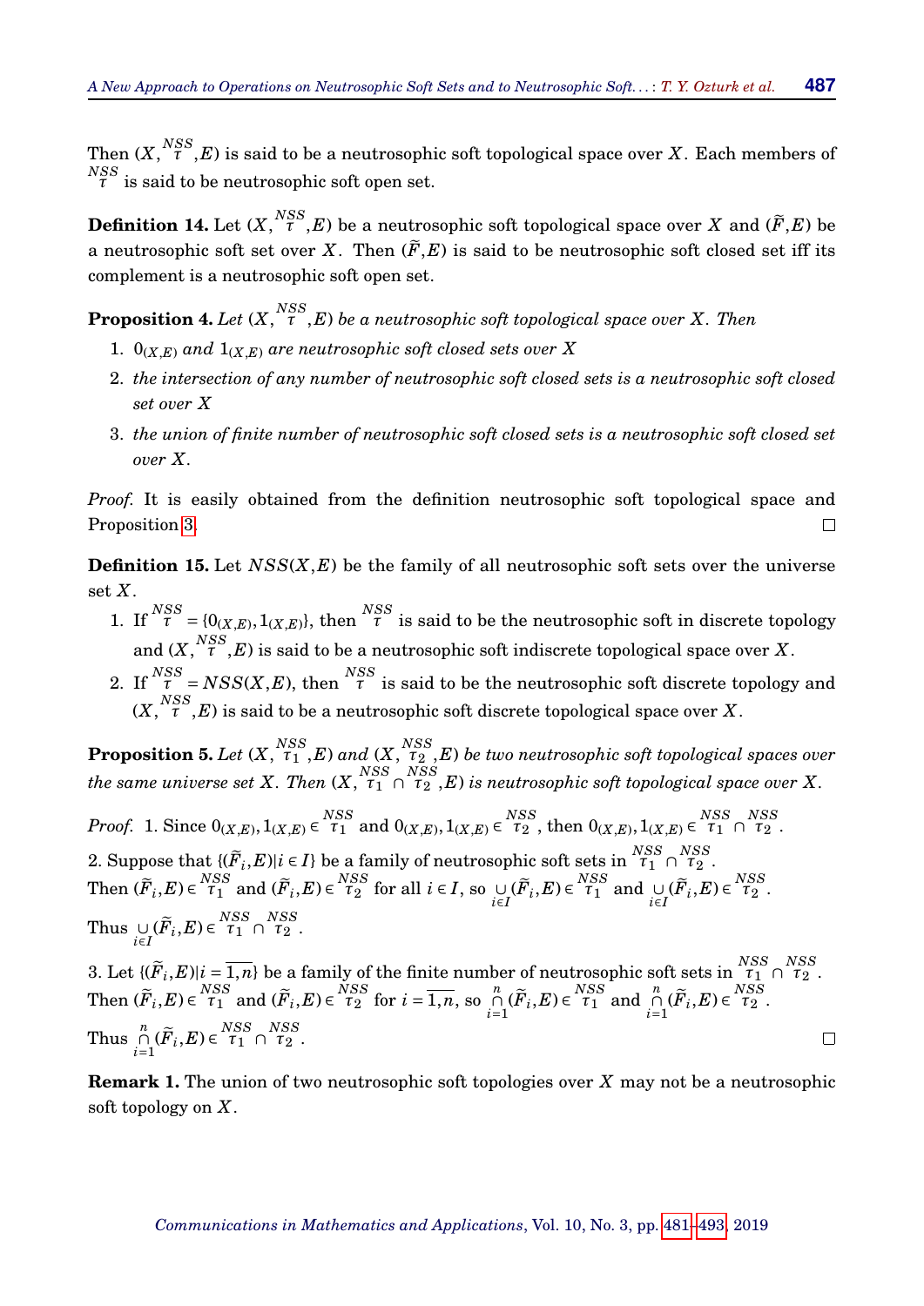Then $(X, \overset{NSS}{\tau}, E)$ is said to be a neutrosophic soft topological space over $X$. Each members of $\overset{NSS}{\tau}$ is said to be neutrosophic soft open set.

**Definition 14.** Let $(X, \overset{NSS}{\tau}, E)$ be a neutrosophic soft topological space over $X$ and $(\widetilde{F}, E)$ be a neutrosophic soft set over $X$. Then $(\widetilde{F}, E)$ is said to be neutrosophic soft closed set iff its complement is a neutrosophic soft open set.

**Proposition 4.** *Let $(X, \overset{NSS}{\tau}, E)$ be a neutrosophic soft topological space over $X$. Then*

1. *$0_{(X,E)}$ and $1_{(X,E)}$ are neutrosophic soft closed sets over $X$*
2. *the intersection of any number of neutrosophic soft closed sets is a neutrosophic soft closed set over $X$*
3. *the union of finite number of neutrosophic soft closed sets is a neutrosophic soft closed set over $X$.*

*Proof.* It is easily obtained from the definition neutrosophic soft topological space and Proposition 3. □

**Definition 15.** Let $NSS(X, E)$ be the family of all neutrosophic soft sets over the universe set $X$.

1. If $\overset{NSS}{\tau} = \{0_{(X,E)}, 1_{(X,E)}\}$, then $\overset{NSS}{\tau}$ is said to be the neutrosophic soft in discrete topology and $(X, \overset{NSS}{\tau}, E)$ is said to be a neutrosophic soft indiscrete topological space over $X$.
2. If $\overset{NSS}{\tau} = NSS(X, E)$, then $\overset{NSS}{\tau}$ is said to be the neutrosophic soft discrete topology and $(X, \overset{NSS}{\tau}, E)$ is said to be a neutrosophic soft discrete topological space over $X$.

**Proposition 5.** *Let $(X, \overset{NSS}{\tau_1}, E)$ and $(X, \overset{NSS}{\tau_2}, E)$ be two neutrosophic soft topological spaces over the same universe set $X$. Then $(X, \overset{NSS}{\tau_1} \cap \overset{NSS}{\tau_2}, E)$ is neutrosophic soft topological space over $X$.*

*Proof.* 1. Since $0_{(X,E)}, 1_{(X,E)} \in \overset{NSS}{\tau_1}$ and $0_{(X,E)}, 1_{(X,E)} \in \overset{NSS}{\tau_2}$, then $0_{(X,E)}, 1_{(X,E)} \in \overset{NSS}{\tau_1} \cap \overset{NSS}{\tau_2}$.

2. Suppose that $\{(\widetilde{F}_i, E) | i \in I\}$ be a family of neutrosophic soft sets in $\overset{NSS}{\tau_1} \cap \overset{NSS}{\tau_2}$.
Then $(\widetilde{F}_i, E) \in \overset{NSS}{\tau_1}$ and $(\widetilde{F}_i, E) \in \overset{NSS}{\tau_2}$ for all $i \in I$, so $\bigcup_{i \in I} (\widetilde{F}_i, E) \in \overset{NSS}{\tau_1}$ and $\bigcup_{i \in I} (\widetilde{F}_i, E) \in \overset{NSS}{\tau_2}$.
Thus $\bigcup_{i \in I} (\widetilde{F}_i, E) \in \overset{NSS}{\tau_1} \cap \overset{NSS}{\tau_2}$.

3. Let $\{(\widetilde{F}_i, E) | i = \overline{1,n}\}$ be a family of the finite number of neutrosophic soft sets in $\overset{NSS}{\tau_1} \cap \overset{NSS}{\tau_2}$.
Then $(\widetilde{F}_i, E) \in \overset{NSS}{\tau_1}$ and $(\widetilde{F}_i, E) \in \overset{NSS}{\tau_2}$ for $i = \overline{1,n}$, so $\bigcap_{i=1}^{n} (\widetilde{F}_i, E) \in \overset{NSS}{\tau_1}$ and $\bigcap_{i=1}^{n} (\widetilde{F}_i, E) \in \overset{NSS}{\tau_2}$.
Thus $\bigcap_{i=1}^{n} (\widetilde{F}_i, E) \in \overset{NSS}{\tau_1} \cap \overset{NSS}{\tau_2}$. □

**Remark 1.** The union of two neutrosophic soft topologies over $X$ may not be a neutrosophic soft topology on $X$.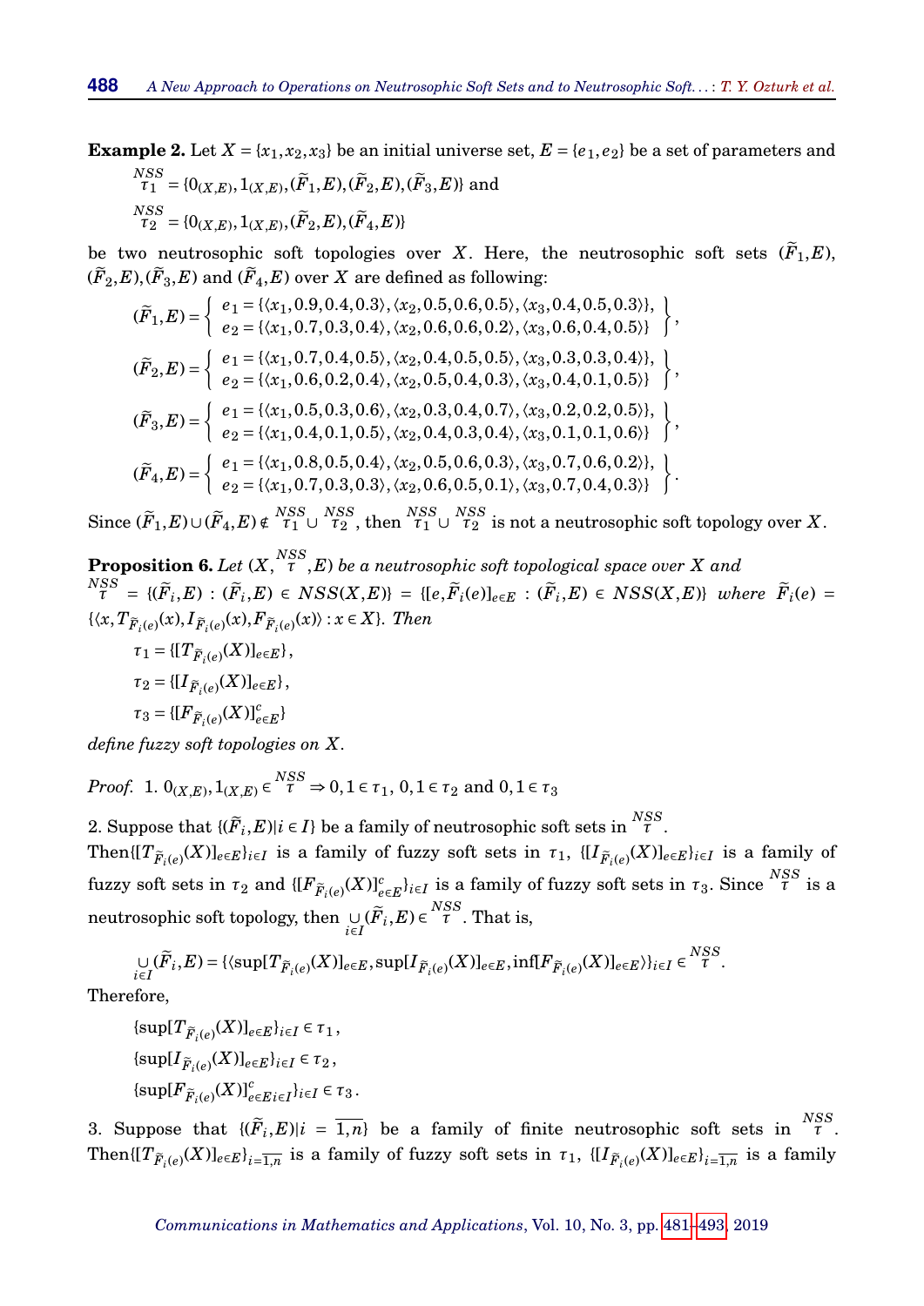**Example 2.** Let $X = \{x_1, x_2, x_3\}$ be an initial universe set, $E = \{e_1, e_2\}$ be a set of parameters and

$\overset{NSS}{\tau_1} = \{0_{(X,E)}, 1_{(X,E)}, (\widetilde{F}_1, E), (\widetilde{F}_2, E), (\widetilde{F}_3, E)\}$ and

$\overset{NSS}{\tau_2} = \{0_{(X,E)}, 1_{(X,E)}, (\widetilde{F}_2, E), (\widetilde{F}_4, E)\}$

be two neutrosophic soft topologies over $X$. Here, the neutrosophic soft sets $(\widetilde{F}_1, E)$, $(\widetilde{F}_2, E), (\widetilde{F}_3, E)$ and $(\widetilde{F}_4, E)$ over $X$ are defined as following:

$$(\widetilde{F}_1, E) = \left\{ \begin{array}{l} e_1 = \{\langle x_1, 0.9, 0.4, 0.3\rangle, \langle x_2, 0.5, 0.6, 0.5\rangle, \langle x_3, 0.4, 0.5, 0.3\rangle\}, \\ e_2 = \{\langle x_1, 0.7, 0.3, 0.4\rangle, \langle x_2, 0.6, 0.6, 0.2\rangle, \langle x_3, 0.6, 0.4, 0.5\rangle\} \end{array} \right\},$$

$$(\widetilde{F}_2, E) = \left\{ \begin{array}{l} e_1 = \{\langle x_1, 0.7, 0.4, 0.5\rangle, \langle x_2, 0.4, 0.5, 0.5\rangle, \langle x_3, 0.3, 0.3, 0.4\rangle\}, \\ e_2 = \{\langle x_1, 0.6, 0.2, 0.4\rangle, \langle x_2, 0.5, 0.4, 0.3\rangle, \langle x_3, 0.4, 0.1, 0.5\rangle\} \end{array} \right\},$$

$$(\widetilde{F}_3, E) = \left\{ \begin{array}{l} e_1 = \{\langle x_1, 0.5, 0.3, 0.6\rangle, \langle x_2, 0.3, 0.4, 0.7\rangle, \langle x_3, 0.2, 0.2, 0.5\rangle\}, \\ e_2 = \{\langle x_1, 0.4, 0.1, 0.5\rangle, \langle x_2, 0.4, 0.3, 0.4\rangle, \langle x_3, 0.1, 0.1, 0.6\rangle\} \end{array} \right\},$$

$$(\widetilde{F}_4, E) = \left\{ \begin{array}{l} e_1 = \{\langle x_1, 0.8, 0.5, 0.4\rangle, \langle x_2, 0.5, 0.6, 0.3\rangle, \langle x_3, 0.7, 0.6, 0.2\rangle\}, \\ e_2 = \{\langle x_1, 0.7, 0.3, 0.3\rangle, \langle x_2, 0.6, 0.5, 0.1\rangle, \langle x_3, 0.7, 0.4, 0.3\rangle\} \end{array} \right\}.$$

Since $(\widetilde{F}_1, E) \cup (\widetilde{F}_4, E) \notin \overset{NSS}{\tau_1} \cup \overset{NSS}{\tau_2}$, then $\overset{NSS}{\tau_1} \cup \overset{NSS}{\tau_2}$ is not a neutrosophic soft topology over $X$.

**Proposition 6.** *Let $(X, \overset{NSS}{\tau}, E)$ be a neutrosophic soft topological space over $X$ and $\overset{NSS}{\tau} = \{(\widetilde{F}_i, E) : (\widetilde{F}_i, E) \in NSS(X,E)\} = \{[e, \widetilde{F}_i(e)]_{e\in E} : (\widetilde{F}_i, E) \in NSS(X,E)\}$ where $\widetilde{F}_i(e) = \{\langle x, T_{\widetilde{F}_i(e)}(x), I_{\widetilde{F}_i(e)}(x), F_{\widetilde{F}_i(e)}(x)\rangle : x \in X\}$. Then*

$\tau_1 = \{[T_{\widetilde{F}_i(e)}(X)]_{e\in E}\}$,

$\tau_2 = \{[I_{\widetilde{F}_i(e)}(X)]_{e\in E}\}$,

$\tau_3 = \{[F_{\widetilde{F}_i(e)}(X)]^c_{e\in E}\}$

*define fuzzy soft topologies on $X$.*

*Proof.* 1. $0_{(X,E)}, 1_{(X,E)} \in \overset{NSS}{\tau} \Rightarrow 0, 1 \in \tau_1$, $0, 1 \in \tau_2$ and $0, 1 \in \tau_3$

2. Suppose that $\{(\widetilde{F}_i, E) | i \in I\}$ be a family of neutrosophic soft sets in $\overset{NSS}{\tau}$.
Then$\{[T_{\widetilde{F}_i(e)}(X)]_{e\in E}\}_{i\in I}$ is a family of fuzzy soft sets in $\tau_1$, $\{[I_{\widetilde{F}_i(e)}(X)]_{e\in E}\}_{i\in I}$ is a family of fuzzy soft sets in $\tau_2$ and $\{[F_{\widetilde{F}_i(e)}(X)]^c_{e\in E}\}_{i\in I}$ is a family of fuzzy soft sets in $\tau_3$. Since $\overset{NSS}{\tau}$ is a neutrosophic soft topology, then $\underset{i\in I}{\cup} (\widetilde{F}_i, E) \in \overset{NSS}{\tau}$. That is,

$$\underset{i\in I}{\cup} (\widetilde{F}_i, E) = \{\langle \sup[T_{\widetilde{F}_i(e)}(X)]_{e\in E}, \sup[I_{\widetilde{F}_i(e)}(X)]_{e\in E}, \inf[F_{\widetilde{F}_i(e)}(X)]_{e\in E}\rangle\}_{i\in I} \in \overset{NSS}{\tau}.$$

Therefore,

$\{\sup[T_{\widetilde{F}_i(e)}(X)]_{e\in E}\}_{i\in I} \in \tau_1$,

$\{\sup[I_{\widetilde{F}_i(e)}(X)]_{e\in E}\}_{i\in I} \in \tau_2$,

$\{\sup[F_{\widetilde{F}_i(e)}(X)]^c_{e\in E i\in I}\}_{i\in I} \in \tau_3$.

3. Suppose that $\{(\widetilde{F}_i, E) | i = \overline{1,n}\}$ be a family of finite neutrosophic soft sets in $\overset{NSS}{\tau}$. Then$\{[T_{\widetilde{F}_i(e)}(X)]_{e\in E}\}_{i=\overline{1,n}}$ is a family of fuzzy soft sets in $\tau_1$, $\{[I_{\widetilde{F}_i(e)}(X)]_{e\in E}\}_{i=\overline{1,n}}$ is a family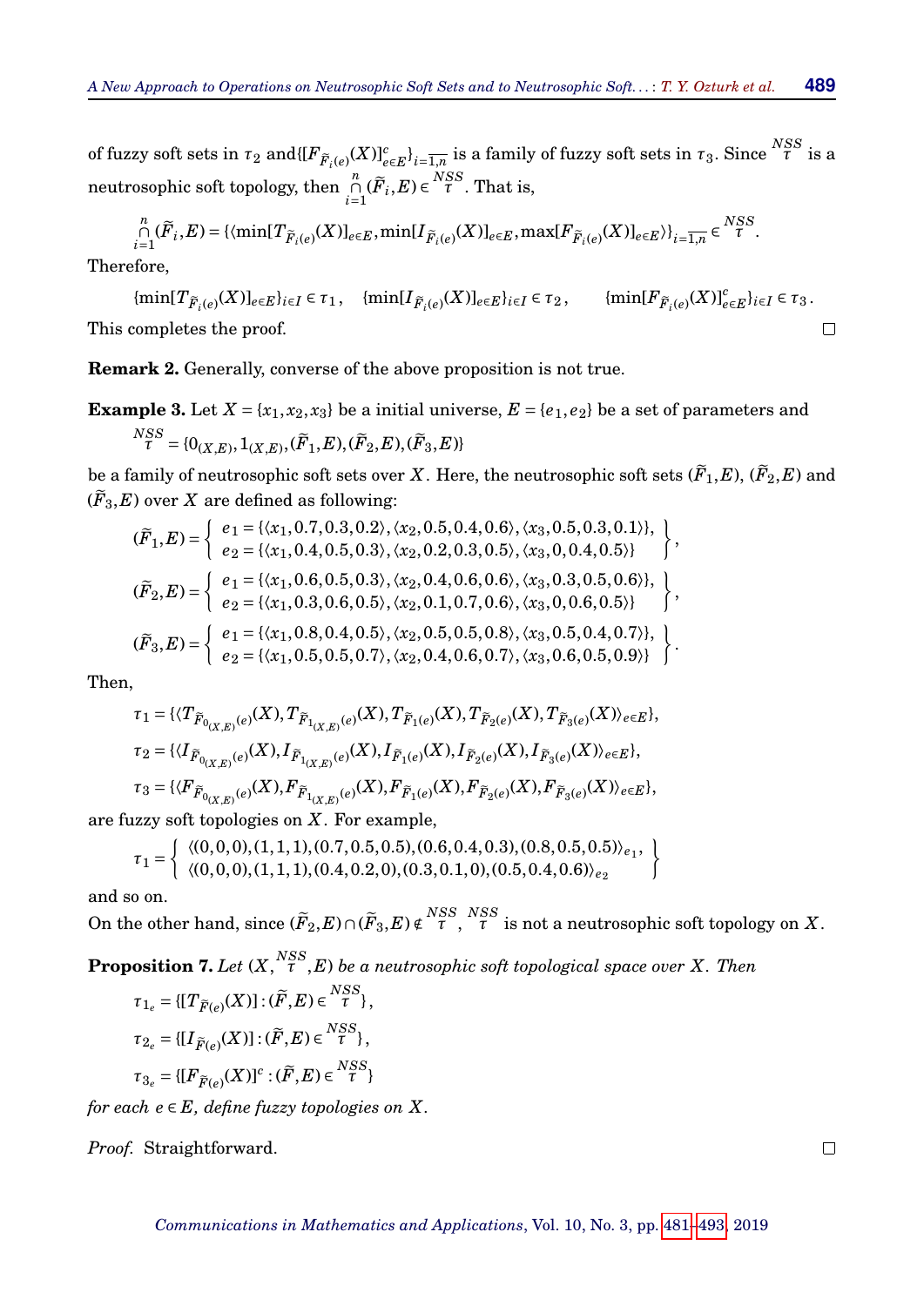of fuzzy soft sets in $\tau_2$ and$\{[F_{\widetilde{F}_i(e)}(X)]^c_{e\in E}\}_{i=\overline{1,n}}$ is a family of fuzzy soft sets in $\tau_3$. Since $\overset{NSS}{\tau}$ is a neutrosophic soft topology, then $\overset{n}{\underset{i=1}{\cap}}(\widetilde{F}_i,E)\in\overset{NSS}{\tau}$. That is,

$$\overset{n}{\underset{i=1}{\cap}}(\widetilde{F}_i,E)=\{\langle \min[T_{\widetilde{F}_i(e)}(X)]_{e\in E},\min[I_{\widetilde{F}_i(e)}(X)]_{e\in E},\max[F_{\widetilde{F}_i(e)}(X)]_{e\in E}\rangle\}_{i=\overline{1,n}}\in\overset{NSS}{\tau}.$$

Therefore,

$$\{\min[T_{\widetilde{F}_i(e)}(X)]_{e\in E}\}_{i\in I}\in\tau_1,\quad \{\min[I_{\widetilde{F}_i(e)}(X)]_{e\in E}\}_{i\in I}\in\tau_2,\qquad \{\min[F_{\widetilde{F}_i(e)}(X)]^c_{e\in E}\}_{i\in I}\in\tau_3.$$

This completes the proof. □

**Remark 2.** Generally, converse of the above proposition is not true.

**Example 3.** Let $X=\{x_1,x_2,x_3\}$ be a initial universe, $E=\{e_1,e_2\}$ be a set of parameters and

$$\overset{NSS}{\tau}=\{0_{(X,E)},1_{(X,E)},(\widetilde{F}_1,E),(\widetilde{F}_2,E),(\widetilde{F}_3,E)\}$$

be a family of neutrosophic soft sets over $X$. Here, the neutrosophic soft sets $(\widetilde{F}_1,E)$, $(\widetilde{F}_2,E)$ and $(\widetilde{F}_3,E)$ over $X$ are defined as following:

$$(\widetilde{F}_1,E)=\left\{\begin{array}{l} e_1=\{\langle x_1,0.7,0.3,0.2\rangle,\langle x_2,0.5,0.4,0.6\rangle,\langle x_3,0.5,0.3,0.1\rangle\},\\ e_2=\{\langle x_1,0.4,0.5,0.3\rangle,\langle x_2,0.2,0.3,0.5\rangle,\langle x_3,0,0.4,0.5\rangle\}\end{array}\right\},$$

$$(\widetilde{F}_2,E)=\left\{\begin{array}{l} e_1=\{\langle x_1,0.6,0.5,0.3\rangle,\langle x_2,0.4,0.6,0.6\rangle,\langle x_3,0.3,0.5,0.6\rangle\},\\ e_2=\{\langle x_1,0.3,0.6,0.5\rangle,\langle x_2,0.1,0.7,0.6\rangle,\langle x_3,0,0.6,0.5\rangle\}\end{array}\right\},$$

$$(\widetilde{F}_3,E)=\left\{\begin{array}{l} e_1=\{\langle x_1,0.8,0.4,0.5\rangle,\langle x_2,0.5,0.5,0.8\rangle,\langle x_3,0.5,0.4,0.7\rangle\},\\ e_2=\{\langle x_1,0.5,0.5,0.7\rangle,\langle x_2,0.4,0.6,0.7\rangle,\langle x_3,0.6,0.5,0.9\rangle\}\end{array}\right\}.$$

Then,

$$\tau_1=\{\langle T_{\widetilde{F}_{0_{(X,E)}}(e)}(X),T_{\widetilde{F}_{1_{(X,E)}}(e)}(X),T_{\widetilde{F}_1(e)}(X),T_{\widetilde{F}_2(e)}(X),T_{\widetilde{F}_3(e)}(X)\rangle_{e\in E}\},$$

$$\tau_2=\{\langle I_{\widetilde{F}_{0_{(X,E)}}(e)}(X),I_{\widetilde{F}_{1_{(X,E)}}(e)}(X),I_{\widetilde{F}_1(e)}(X),I_{\widetilde{F}_2(e)}(X),I_{\widetilde{F}_3(e)}(X)\rangle_{e\in E}\},$$

$$\tau_3=\{\langle F_{\widetilde{F}_{0_{(X,E)}}(e)}(X),F_{\widetilde{F}_{1_{(X,E)}}(e)}(X),F_{\widetilde{F}_1(e)}(X),F_{\widetilde{F}_2(e)}(X),F_{\widetilde{F}_3(e)}(X)\rangle_{e\in E}\},$$

are fuzzy soft topologies on $X$. For example,

$$\tau_1=\left\{\begin{array}{l}\langle(0,0,0),(1,1,1),(0.7,0.5,0.5),(0.6,0.4,0.3),(0.8,0.5,0.5)\rangle_{e_1},\\ \langle(0,0,0),(1,1,1),(0.4,0.2,0),(0.3,0.1,0),(0.5,0.4,0.6)\rangle_{e_2}\end{array}\right\}$$

and so on.

On the other hand, since $(\widetilde{F}_2,E)\cap(\widetilde{F}_3,E)\notin\overset{NSS}{\tau}$, $\overset{NSS}{\tau}$ is not a neutrosophic soft topology on $X$.

**Proposition 7.** *Let $(X,\overset{NSS}{\tau},E)$ be a neutrosophic soft topological space over $X$. Then*

$$\tau_{1_e}=\{[T_{\widetilde{F}(e)}(X)]:(\widetilde{F},E)\in\overset{NSS}{\tau}\},$$

$$\tau_{2_e}=\{[I_{\widetilde{F}(e)}(X)]:(\widetilde{F},E)\in\overset{NSS}{\tau}\},$$

$$\tau_{3_e}=\{[F_{\widetilde{F}(e)}(X)]^c:(\widetilde{F},E)\in\overset{NSS}{\tau}\}$$

*for each $e\in E$, define fuzzy topologies on $X$.*

*Proof.* Straightforward. □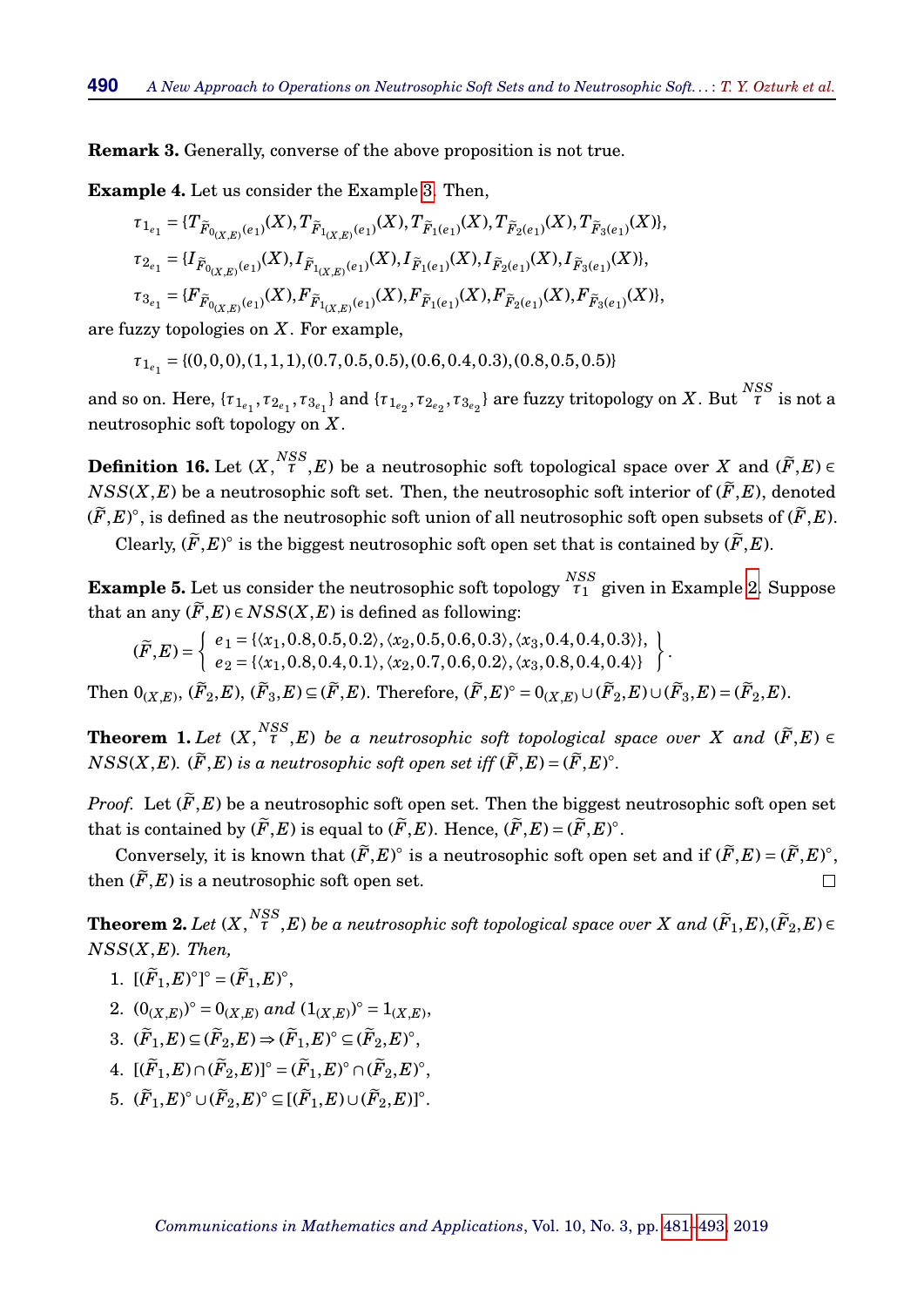**Remark 3.** Generally, converse of the above proposition is not true.

**Example 4.** Let us consider the Example 3. Then,

$$\tau_{1_{e_1}} = \{T_{\widetilde{F}_{0_{(X,E)}}(e_1)}(X), T_{\widetilde{F}_{1_{(X,E)}}(e_1)}(X), T_{\widetilde{F}_{1}(e_1)}(X), T_{\widetilde{F}_{2}(e_1)}(X), T_{\widetilde{F}_{3}(e_1)}(X)\},$$

$$\tau_{2_{e_1}} = \{I_{\widetilde{F}_{0_{(X,E)}}(e_1)}(X), I_{\widetilde{F}_{1_{(X,E)}}(e_1)}(X), I_{\widetilde{F}_{1}(e_1)}(X), I_{\widetilde{F}_{2}(e_1)}(X), I_{\widetilde{F}_{3}(e_1)}(X)\},$$

$$\tau_{3_{e_1}} = \{F_{\widetilde{F}_{0_{(X,E)}}(e_1)}(X), F_{\widetilde{F}_{1_{(X,E)}}(e_1)}(X), F_{\widetilde{F}_{1}(e_1)}(X), F_{\widetilde{F}_{2}(e_1)}(X), F_{\widetilde{F}_{3}(e_1)}(X)\},$$

are fuzzy topologies on $X$. For example,

$$\tau_{1_{e_1}} = \{(0,0,0),(1,1,1),(0.7,0.5,0.5),(0.6,0.4,0.3),(0.8,0.5,0.5)\}$$

and so on. Here, $\{\tau_{1_{e_1}}, \tau_{2_{e_1}}, \tau_{3_{e_1}}\}$ and $\{\tau_{1_{e_2}}, \tau_{2_{e_2}}, \tau_{3_{e_2}}\}$ are fuzzy tritopology on $X$. But $\overset{NSS}{\tau}$ is not a neutrosophic soft topology on $X$.

**Definition 16.** Let $(X, \overset{NSS}{\tau}, E)$ be a neutrosophic soft topological space over $X$ and $(\widetilde{F}, E) \in NSS(X,E)$ be a neutrosophic soft set. Then, the neutrosophic soft interior of $(\widetilde{F}, E)$, denoted $(\widetilde{F}, E)^{\circ}$, is defined as the neutrosophic soft union of all neutrosophic soft open subsets of $(\widetilde{F}, E)$.

Clearly, $(\widetilde{F}, E)^{\circ}$ is the biggest neutrosophic soft open set that is contained by $(\widetilde{F}, E)$.

**Example 5.** Let us consider the neutrosophic soft topology $\overset{NSS}{\tau_1}$ given in Example 2. Suppose that an any $(\widetilde{F}, E) \in NSS(X,E)$ is defined as following:

$$(\widetilde{F}, E) = \left\{ \begin{array}{l} e_1 = \{\langle x_1, 0.8, 0.5, 0.2\rangle, \langle x_2, 0.5, 0.6, 0.3\rangle, \langle x_3, 0.4, 0.4, 0.3\rangle\}, \\ e_2 = \{\langle x_1, 0.8, 0.4, 0.1\rangle, \langle x_2, 0.7, 0.6, 0.2\rangle, \langle x_3, 0.8, 0.4, 0.4\rangle\} \end{array} \right\}.$$

Then $0_{(X,E)}$, $(\widetilde{F}_2, E)$, $(\widetilde{F}_3, E) \subseteq (\widetilde{F}, E)$. Therefore, $(\widetilde{F}, E)^{\circ} = 0_{(X,E)} \cup (\widetilde{F}_2, E) \cup (\widetilde{F}_3, E) = (\widetilde{F}_2, E)$.

**Theorem 1.** *Let $(X, \overset{NSS}{\tau}, E)$ be a neutrosophic soft topological space over X and $(\widetilde{F}, E) \in NSS(X,E)$. $(\widetilde{F}, E)$ is a neutrosophic soft open set iff $(\widetilde{F}, E) = (\widetilde{F}, E)^{\circ}$.*

*Proof.* Let $(\widetilde{F}, E)$ be a neutrosophic soft open set. Then the biggest neutrosophic soft open set that is contained by $(\widetilde{F}, E)$ is equal to $(\widetilde{F}, E)$. Hence, $(\widetilde{F}, E) = (\widetilde{F}, E)^{\circ}$.

Conversely, it is known that $(\widetilde{F}, E)^{\circ}$ is a neutrosophic soft open set and if $(\widetilde{F}, E) = (\widetilde{F}, E)^{\circ}$, then $(\widetilde{F}, E)$ is a neutrosophic soft open set. □

**Theorem 2.** *Let $(X, \overset{NSS}{\tau}, E)$ be a neutrosophic soft topological space over X and $(\widetilde{F}_1, E), (\widetilde{F}_2, E) \in NSS(X,E)$. Then,*

1. $[(\widetilde{F}_1, E)^{\circ}]^{\circ} = (\widetilde{F}_1, E)^{\circ}$,
2. $(0_{(X,E)})^{\circ} = 0_{(X,E)}$ *and* $(1_{(X,E)})^{\circ} = 1_{(X,E)}$,
3. $(\widetilde{F}_1, E) \subseteq (\widetilde{F}_2, E) \Rightarrow (\widetilde{F}_1, E)^{\circ} \subseteq (\widetilde{F}_2, E)^{\circ}$,
4. $[(\widetilde{F}_1, E) \cap (\widetilde{F}_2, E)]^{\circ} = (\widetilde{F}_1, E)^{\circ} \cap (\widetilde{F}_2, E)^{\circ}$,
5. $(\widetilde{F}_1, E)^{\circ} \cup (\widetilde{F}_2, E)^{\circ} \subseteq [(\widetilde{F}_1, E) \cup (\widetilde{F}_2, E)]^{\circ}$.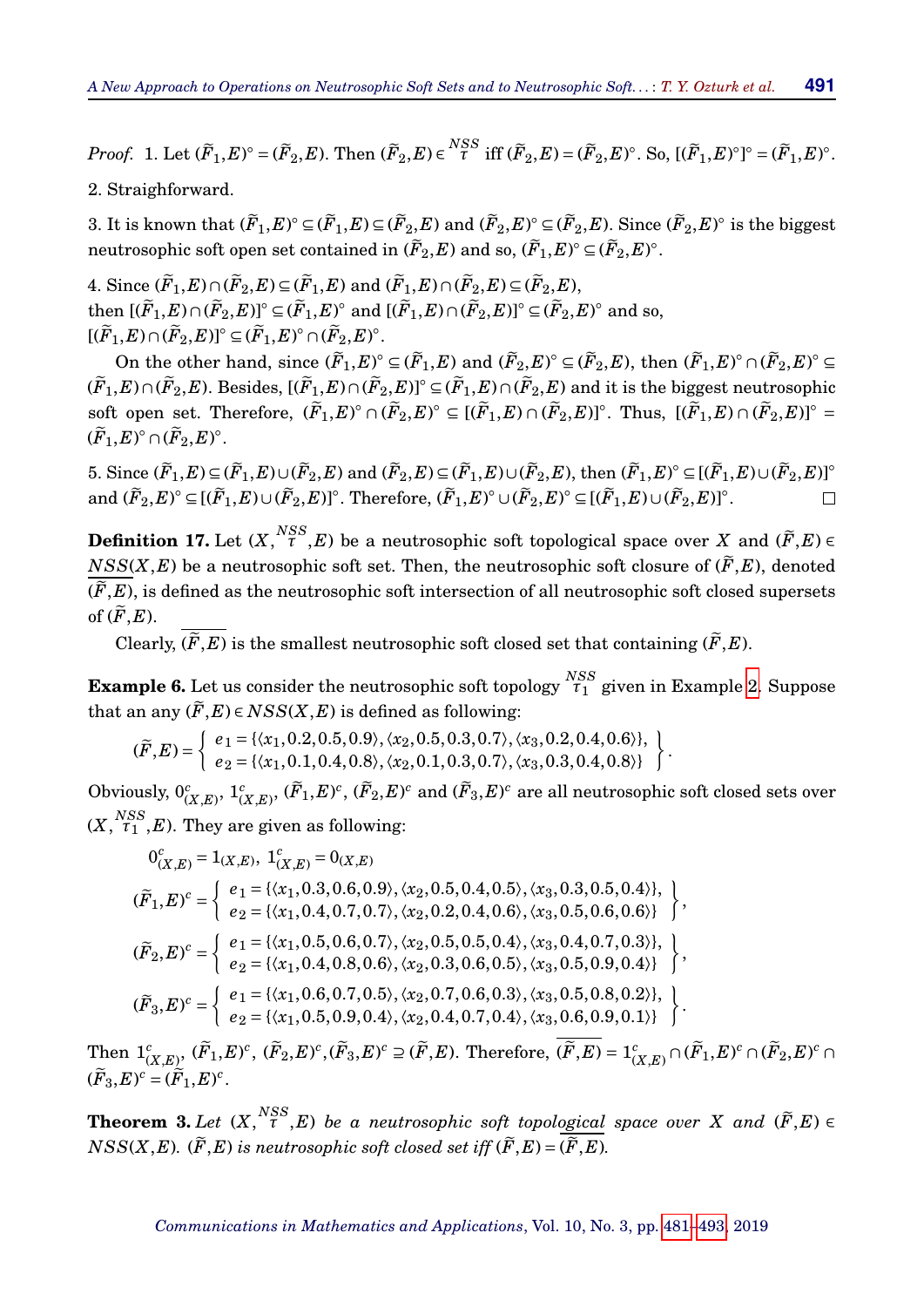*Proof.* 1. Let $(\widetilde{F}_1,E)^\circ = (\widetilde{F}_2,E)$. Then $(\widetilde{F}_2,E) \in \overset{NSS}{\tau}$ iff $(\widetilde{F}_2,E) = (\widetilde{F}_2,E)^\circ$. So, $[(\widetilde{F}_1,E)^\circ]^\circ = (\widetilde{F}_1,E)^\circ$.

2. Straighforward.

3. It is known that $(\widetilde{F}_1,E)^\circ \subseteq (\widetilde{F}_1,E) \subseteq (\widetilde{F}_2,E)$ and $(\widetilde{F}_2,E)^\circ \subseteq (\widetilde{F}_2,E)$. Since $(\widetilde{F}_2,E)^\circ$ is the biggest neutrosophic soft open set contained in $(\widetilde{F}_2,E)$ and so, $(\widetilde{F}_1,E)^\circ \subseteq (\widetilde{F}_2,E)^\circ$.

4. Since $(\widetilde{F}_1,E) \cap (\widetilde{F}_2,E) \subseteq (\widetilde{F}_1,E)$ and $(\widetilde{F}_1,E) \cap (\widetilde{F}_2,E) \subseteq (\widetilde{F}_2,E)$, then $[(\widetilde{F}_1,E) \cap (\widetilde{F}_2,E)]^\circ \subseteq (\widetilde{F}_1,E)^\circ$ and $[(\widetilde{F}_1,E) \cap (\widetilde{F}_2,E)]^\circ \subseteq (\widetilde{F}_2,E)^\circ$ and so, $[(\widetilde{F}_1,E) \cap (\widetilde{F}_2,E)]^\circ \subseteq (\widetilde{F}_1,E)^\circ \cap (\widetilde{F}_2,E)^\circ$.

On the other hand, since $(\widetilde{F}_1,E)^\circ \subseteq (\widetilde{F}_1,E)$ and $(\widetilde{F}_2,E)^\circ \subseteq (\widetilde{F}_2,E)$, then $(\widetilde{F}_1,E)^\circ \cap (\widetilde{F}_2,E)^\circ \subseteq (\widetilde{F}_1,E) \cap (\widetilde{F}_2,E)$. Besides, $[(\widetilde{F}_1,E) \cap (\widetilde{F}_2,E)]^\circ \subseteq (\widetilde{F}_1,E) \cap (\widetilde{F}_2,E)$ and it is the biggest neutrosophic soft open set. Therefore, $(\widetilde{F}_1,E)^\circ \cap (\widetilde{F}_2,E)^\circ \subseteq [(\widetilde{F}_1,E) \cap (\widetilde{F}_2,E)]^\circ$. Thus, $[(\widetilde{F}_1,E) \cap (\widetilde{F}_2,E)]^\circ = (\widetilde{F}_1,E)^\circ \cap (\widetilde{F}_2,E)^\circ$.

5. Since $(\widetilde{F}_1,E) \subseteq (\widetilde{F}_1,E) \cup (\widetilde{F}_2,E)$ and $(\widetilde{F}_2,E) \subseteq (\widetilde{F}_1,E) \cup (\widetilde{F}_2,E)$, then $(\widetilde{F}_1,E)^\circ \subseteq [(\widetilde{F}_1,E) \cup (\widetilde{F}_2,E)]^\circ$ and $(\widetilde{F}_2,E)^\circ \subseteq [(\widetilde{F}_1,E) \cup (\widetilde{F}_2,E)]^\circ$. Therefore, $(\widetilde{F}_1,E)^\circ \cup (\widetilde{F}_2,E)^\circ \subseteq [(\widetilde{F}_1,E) \cup (\widetilde{F}_2,E)]^\circ$. □

**Definition 17.** Let $(X, \overset{NSS}{\tau}, E)$ be a neutrosophic soft topological space over $X$ and $(\widetilde{F},E) \in NSS(X,E)$ be a neutrosophic soft set. Then, the neutrosophic soft closure of $(\widetilde{F},E)$, denoted $\overline{(\widetilde{F},E)}$, is defined as the neutrosophic soft intersection of all neutrosophic soft closed supersets of $(\widetilde{F},E)$.

Clearly, $\overline{(\widetilde{F},E)}$ is the smallest neutrosophic soft closed set that containing $(\widetilde{F},E)$.

**Example 6.** Let us consider the neutrosophic soft topology $\overset{NSS}{\tau_1}$ given in Example 2. Suppose that an any $(\widetilde{F},E) \in NSS(X,E)$ is defined as following:

$$(\widetilde{F},E) = \left\{ \begin{array}{l} e_1 = \{\langle x_1, 0.2, 0.5, 0.9\rangle, \langle x_2, 0.5, 0.3, 0.7\rangle, \langle x_3, 0.2, 0.4, 0.6\rangle\}, \\ e_2 = \{\langle x_1, 0.1, 0.4, 0.8\rangle, \langle x_2, 0.1, 0.3, 0.7\rangle, \langle x_3, 0.3, 0.4, 0.8\rangle\} \end{array} \right\}.$$

Obviously, $0^c_{(X,E)}$, $1^c_{(X,E)}$, $(\widetilde{F}_1,E)^c$, $(\widetilde{F}_2,E)^c$ and $(\widetilde{F}_3,E)^c$ are all neutrosophic soft closed sets over $(X, \overset{NSS}{\tau_1}, E)$. They are given as following:

$$0^c_{(X,E)} = 1_{(X,E)}, \; 1^c_{(X,E)} = 0_{(X,E)}$$

$$(\widetilde{F}_1,E)^c = \left\{ \begin{array}{l} e_1 = \{\langle x_1, 0.3, 0.6, 0.9\rangle, \langle x_2, 0.5, 0.4, 0.5\rangle, \langle x_3, 0.3, 0.5, 0.4\rangle\}, \\ e_2 = \{\langle x_1, 0.4, 0.7, 0.7\rangle, \langle x_2, 0.2, 0.4, 0.6\rangle, \langle x_3, 0.5, 0.6, 0.6\rangle\} \end{array} \right\},$$

$$(\widetilde{F}_2,E)^c = \left\{ \begin{array}{l} e_1 = \{\langle x_1, 0.5, 0.6, 0.7\rangle, \langle x_2, 0.5, 0.5, 0.4\rangle, \langle x_3, 0.4, 0.7, 0.3\rangle\}, \\ e_2 = \{\langle x_1, 0.4, 0.8, 0.6\rangle, \langle x_2, 0.3, 0.6, 0.5\rangle, \langle x_3, 0.5, 0.9, 0.4\rangle\} \end{array} \right\},$$

$$(\widetilde{F}_3,E)^c = \left\{ \begin{array}{l} e_1 = \{\langle x_1, 0.6, 0.7, 0.5\rangle, \langle x_2, 0.7, 0.6, 0.3\rangle, \langle x_3, 0.5, 0.8, 0.2\rangle\}, \\ e_2 = \{\langle x_1, 0.5, 0.9, 0.4\rangle, \langle x_2, 0.4, 0.7, 0.4\rangle, \langle x_3, 0.6, 0.9, 0.1\rangle\} \end{array} \right\}.$$

Then $1^c_{(X,E)}$, $(\widetilde{F}_1,E)^c$, $(\widetilde{F}_2,E)^c$, $(\widetilde{F}_3,E)^c \supseteq (\widetilde{F},E)$. Therefore, $\overline{(\widetilde{F},E)} = 1^c_{(X,E)} \cap (\widetilde{F}_1,E)^c \cap (\widetilde{F}_2,E)^c \cap (\widetilde{F}_3,E)^c = (\widetilde{F}_1,E)^c$.

**Theorem 3.** *Let $(X, \overset{NSS}{\tau}, E)$ be a neutrosophic soft topological space over $X$ and $(\widetilde{F},E) \in NSS(X,E)$. $(\widetilde{F},E)$ is neutrosophic soft closed set iff $(\widetilde{F},E) = \overline{(\widetilde{F},E)}$.*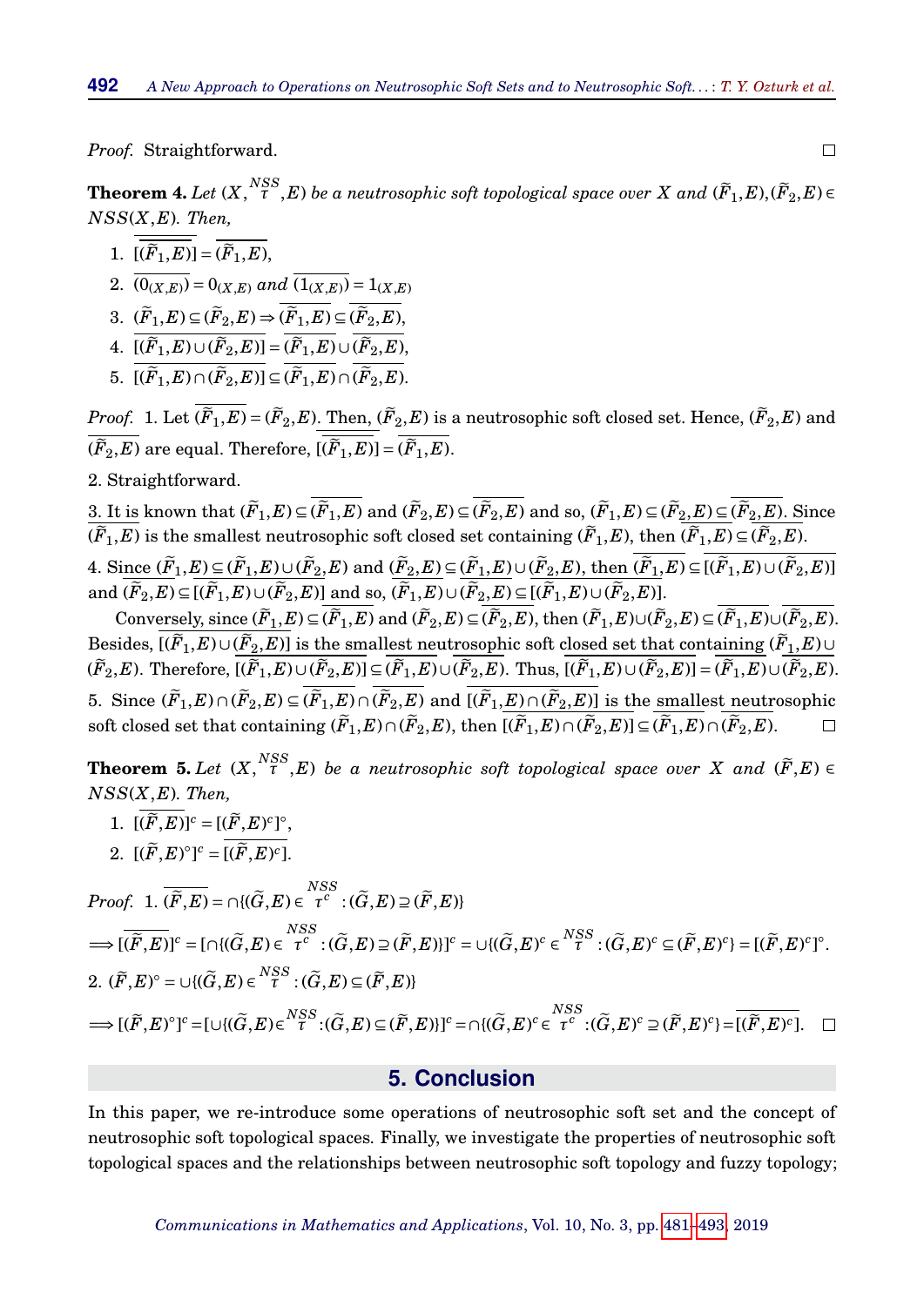*Proof.* Straightforward. □

**Theorem 4.** *Let* $(X, \overset{NSS}{\tau}, E)$ *be a neutrosophic soft topological space over* $X$ *and* $(\widetilde{F}_1,E),(\widetilde{F}_2,E) \in NSS(X,E)$. *Then,*

1. $\overline{[\overline{(\widetilde{F}_1,E)}]} = \overline{(\widetilde{F}_1,E)}$,
2. $\overline{(0_{(X,E)})} = 0_{(X,E)}$ *and* $\overline{(1_{(X,E)})} = 1_{(X,E)}$
3. $(\widetilde{F}_1,E) \subseteq (\widetilde{F}_2,E) \Rightarrow \overline{(\widetilde{F}_1,E)} \subseteq \overline{(\widetilde{F}_2,E)}$,
4. $\overline{[(\widetilde{F}_1,E) \cup (\widetilde{F}_2,E)]} = \overline{(\widetilde{F}_1,E)} \cup \overline{(\widetilde{F}_2,E)}$,
5. $\overline{[(\widetilde{F}_1,E) \cap (\widetilde{F}_2,E)]} \subseteq \overline{(\widetilde{F}_1,E)} \cap \overline{(\widetilde{F}_2,E)}$.

*Proof.* 1. Let $\overline{(\widetilde{F}_1,E)} = (\widetilde{F}_2,E)$. Then, $(\widetilde{F}_2,E)$ is a neutrosophic soft closed set. Hence, $(\widetilde{F}_2,E)$ and $\overline{(\widetilde{F}_2,E)}$ are equal. Therefore, $\overline{[\overline{(\widetilde{F}_1,E)}]} = \overline{(\widetilde{F}_1,E)}$.

2. Straightforward.

3. It is known that $(\widetilde{F}_1,E) \subseteq \overline{(\widetilde{F}_1,E)}$ and $(\widetilde{F}_2,E) \subseteq \overline{(\widetilde{F}_2,E)}$ and so, $(\widetilde{F}_1,E) \subseteq (\widetilde{F}_2,E) \subseteq \overline{(\widetilde{F}_2,E)}$. Since $\overline{(\widetilde{F}_1,E)}$ is the smallest neutrosophic soft closed set containing $(\widetilde{F}_1,E)$, then $\overline{(\widetilde{F}_1,E)} \subseteq \overline{(\widetilde{F}_2,E)}$.

4. Since $(\widetilde{F}_1,E) \subseteq (\widetilde{F}_1,E) \cup (\widetilde{F}_2,E)$ and $(\widetilde{F}_2,E) \subseteq (\widetilde{F}_1,E) \cup (\widetilde{F}_2,E)$, then $\overline{(\widetilde{F}_1,E)} \subseteq \overline{[(\widetilde{F}_1,E) \cup (\widetilde{F}_2,E)]}$ and $\overline{(\widetilde{F}_2,E)} \subseteq \overline{[(\widetilde{F}_1,E) \cup (\widetilde{F}_2,E)]}$ and so, $\overline{(\widetilde{F}_1,E)} \cup \overline{(\widetilde{F}_2,E)} \subseteq \overline{[(\widetilde{F}_1,E) \cup (\widetilde{F}_2,E)]}$.

Conversely, since $(\widetilde{F}_1,E) \subseteq \overline{(\widetilde{F}_1,E)}$ and $(\widetilde{F}_2,E) \subseteq \overline{(\widetilde{F}_2,E)}$, then $(\widetilde{F}_1,E) \cup (\widetilde{F}_2,E) \subseteq \overline{(\widetilde{F}_1,E)} \cup \overline{(\widetilde{F}_2,E)}$. Besides, $\overline{[(\widetilde{F}_1,E) \cup (\widetilde{F}_2,E)]}$ is the smallest neutrosophic soft closed set that containing $(\widetilde{F}_1,E) \cup (\widetilde{F}_2,E)$. Therefore, $\overline{[(\widetilde{F}_1,E) \cup (\widetilde{F}_2,E)]} \subseteq \overline{(\widetilde{F}_1,E)} \cup \overline{(\widetilde{F}_2,E)}$. Thus, $\overline{[(\widetilde{F}_1,E) \cup (\widetilde{F}_2,E)]} = \overline{(\widetilde{F}_1,E)} \cup \overline{(\widetilde{F}_2,E)}$.

5. Since $(\widetilde{F}_1,E) \cap (\widetilde{F}_2,E) \subseteq \overline{(\widetilde{F}_1,E)} \cap \overline{(\widetilde{F}_2,E)}$ and $\overline{[(\widetilde{F}_1,E) \cap (\widetilde{F}_2,E)]}$ is the smallest neutrosophic soft closed set that containing $(\widetilde{F}_1,E) \cap (\widetilde{F}_2,E)$, then $\overline{[(\widetilde{F}_1,E) \cap (\widetilde{F}_2,E)]} \subseteq \overline{(\widetilde{F}_1,E)} \cap \overline{(\widetilde{F}_2,E)}$. □

**Theorem 5.** *Let* $(X, \overset{NSS}{\tau}, E)$ *be a neutrosophic soft topological space over* $X$ *and* $(\widetilde{F},E) \in NSS(X,E)$. *Then,*

1. $[\overline{(\widetilde{F},E)}]^c = [(\widetilde{F},E)^c]^\circ$,
2. $[(\widetilde{F},E)^\circ]^c = \overline{[(\widetilde{F},E)^c]}$.

*Proof.* 1. $\overline{(\widetilde{F},E)} = \cap\{(\widetilde{G},E) \in \overset{NSS}{\tau^c} : (\widetilde{G},E) \supseteq (\widetilde{F},E)\}$

$\Longrightarrow [\overline{(\widetilde{F},E)}]^c = [\cap\{(\widetilde{G},E) \in \overset{NSS}{\tau^c} : (\widetilde{G},E) \supseteq (\widetilde{F},E)\}]^c = \cup\{(\widetilde{G},E)^c \in \overset{NSS}{\tau} : (\widetilde{G},E)^c \subseteq (\widetilde{F},E)^c\} = [(\widetilde{F},E)^c]^\circ$.

2. $(\widetilde{F},E)^\circ = \cup\{(\widetilde{G},E) \in \overset{NSS}{\tau} : (\widetilde{G},E) \subseteq (\widetilde{F},E)\}$

$\Longrightarrow [(\widetilde{F},E)^\circ]^c = [\cup\{(\widetilde{G},E) \in \overset{NSS}{\tau} : (\widetilde{G},E) \subseteq (\widetilde{F},E)\}]^c = \cap\{(\widetilde{G},E)^c \in \overset{NSS}{\tau^c} : (\widetilde{G},E)^c \supseteq (\widetilde{F},E)^c\} = \overline{[(\widetilde{F},E)^c]}$. □

## 5. Conclusion

In this paper, we re-introduce some operations of neutrosophic soft set and the concept of neutrosophic soft topological spaces. Finally, we investigate the properties of neutrosophic soft topological spaces and the relationships between neutrosophic soft topology and fuzzy topology;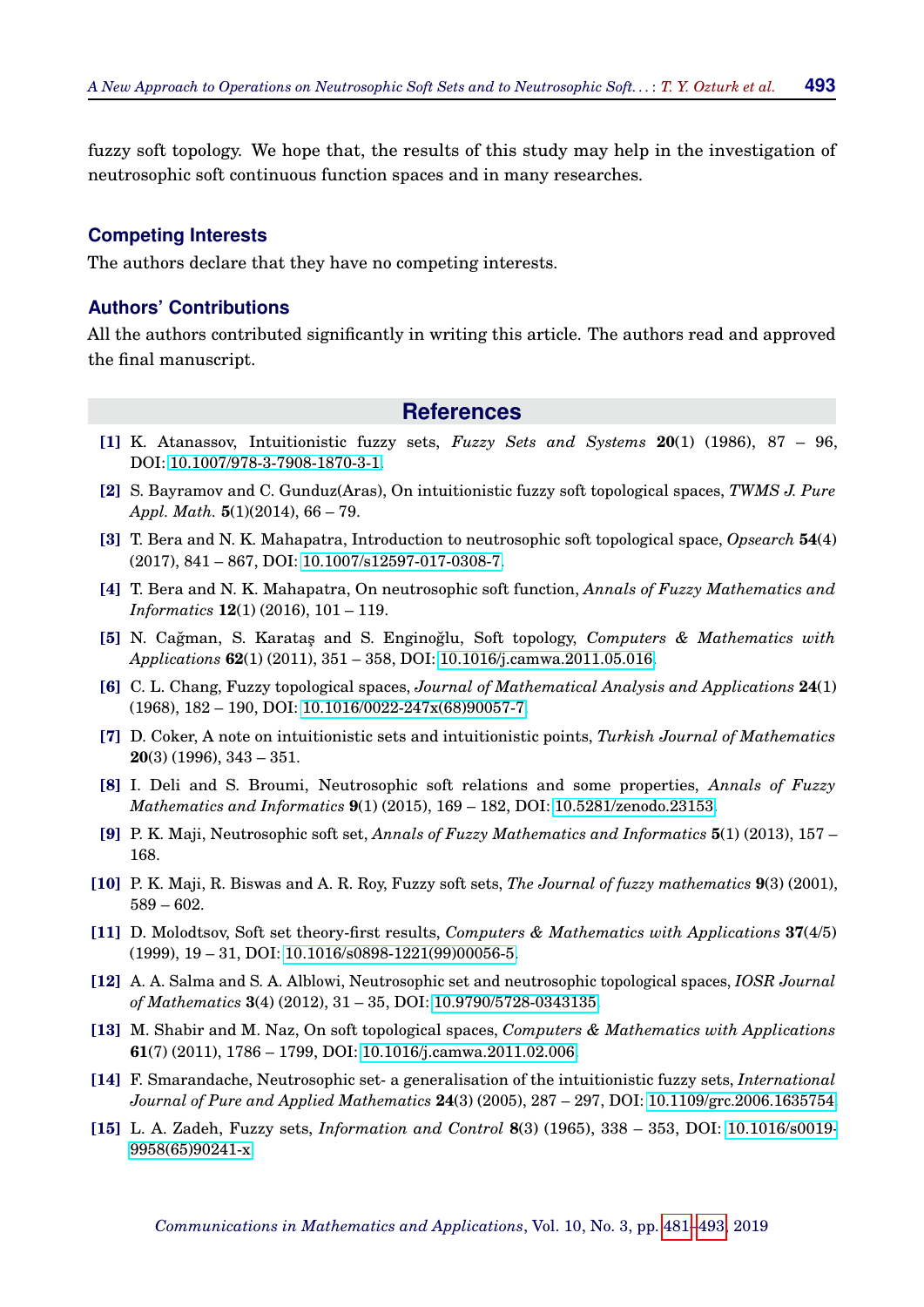fuzzy soft topology. We hope that, the results of this study may help in the investigation of neutrosophic soft continuous function spaces and in many researches.

### Competing Interests

The authors declare that they have no competing interests.

### Authors' Contributions

All the authors contributed significantly in writing this article. The authors read and approved the final manuscript.

## References

[1] K. Atanassov, Intuitionistic fuzzy sets, *Fuzzy Sets and Systems* **20**(1) (1986), 87 – 96, DOI: 10.1007/978-3-7908-1870-3-1.

[2] S. Bayramov and C. Gunduz(Aras), On intuitionistic fuzzy soft topological spaces, *TWMS J. Pure Appl. Math.* **5**(1)(2014), 66 – 79.

[3] T. Bera and N. K. Mahapatra, Introduction to neutrosophic soft topological space, *Opsearch* **54**(4) (2017), 841 – 867, DOI: 10.1007/s12597-017-0308-7.

[4] T. Bera and N. K. Mahapatra, On neutrosophic soft function, *Annals of Fuzzy Mathematics and Informatics* **12**(1) (2016), 101 – 119.

[5] N. Çağman, S. Karataş and S. Enginoğlu, Soft topology, *Computers & Mathematics with Applications* **62**(1) (2011), 351 – 358, DOI: 10.1016/j.camwa.2011.05.016.

[6] C. L. Chang, Fuzzy topological spaces, *Journal of Mathematical Analysis and Applications* **24**(1) (1968), 182 – 190, DOI: 10.1016/0022-247x(68)90057-7.

[7] D. Coker, A note on intuitionistic sets and intuitionistic points, *Turkish Journal of Mathematics* **20**(3) (1996), 343 – 351.

[8] I. Deli and S. Broumi, Neutrosophic soft relations and some properties, *Annals of Fuzzy Mathematics and Informatics* **9**(1) (2015), 169 – 182, DOI: 10.5281/zenodo.23153.

[9] P. K. Maji, Neutrosophic soft set, *Annals of Fuzzy Mathematics and Informatics* **5**(1) (2013), 157 – 168.

[10] P. K. Maji, R. Biswas and A. R. Roy, Fuzzy soft sets, *The Journal of fuzzy mathematics* **9**(3) (2001), 589 – 602.

[11] D. Molodtsov, Soft set theory-first results, *Computers & Mathematics with Applications* **37**(4/5) (1999), 19 – 31, DOI: 10.1016/s0898-1221(99)00056-5.

[12] A. A. Salma and S. A. Alblowi, Neutrosophic set and neutrosophic topological spaces, *IOSR Journal of Mathematics* **3**(4) (2012), 31 – 35, DOI: 10.9790/5728-0343135.

[13] M. Shabir and M. Naz, On soft topological spaces, *Computers & Mathematics with Applications* **61**(7) (2011), 1786 – 1799, DOI: 10.1016/j.camwa.2011.02.006.

[14] F. Smarandache, Neutrosophic set- a generalisation of the intuitionistic fuzzy sets, *International Journal of Pure and Applied Mathematics* **24**(3) (2005), 287 – 297, DOI: 10.1109/grc.2006.1635754.

[15] L. A. Zadeh, Fuzzy sets, *Information and Control* **8**(3) (1965), 338 – 353, DOI: 10.1016/s0019-9958(65)90241-x.